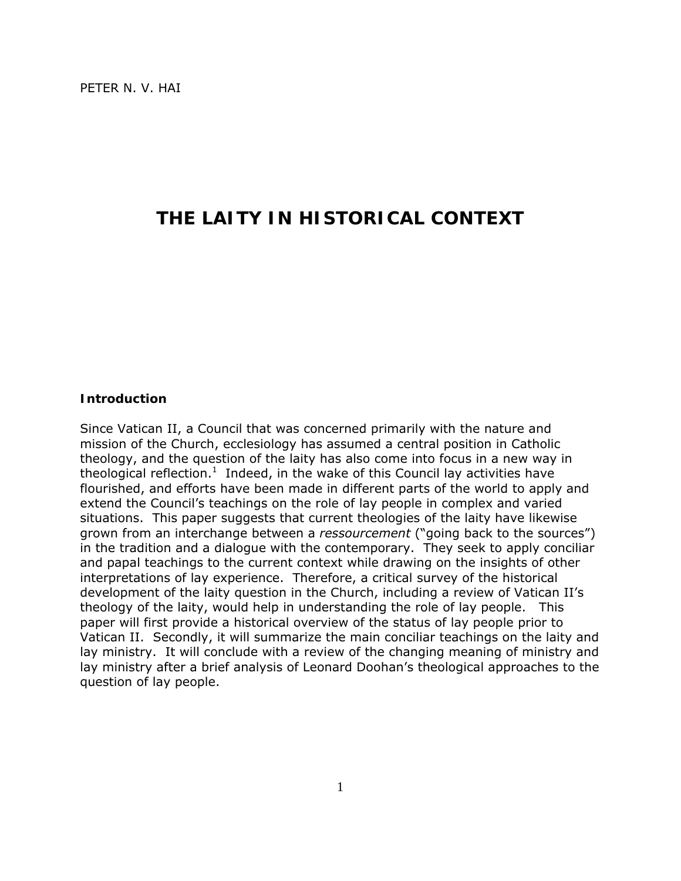PETER N. V. HAI

# THE LAITY IN HISTORICAL CONTEXT

### Introduction

Since Vatican II, a Council that was concerned primarily with the nature and mission of the Church, ecclesiology has assumed a central position in Catholic theology, and the question of the laity has also come into focus in a new way in theological reflection.[1] Indeed, in the wake of this Council lay activities have flourished, and efforts have been made in different parts of the world to apply and extend the Council's teachings on the role of lay people in complex and varied situations. This paper suggests that current theologies of the laity have likewise grown from an interchange between a *ressourcement* ("going back to the sources") in the tradition and a dialogue with the contemporary. They seek to apply conciliar and papal teachings to the current context while drawing on the insights of other interpretations of lay experience. Therefore, a critical survey of the historical development of the laity question in the Church, including a review of Vatican II's theology of the laity, would help in understanding the role of lay people. This paper will first provide a historical overview of the status of lay people prior to Vatican II. Secondly, it will summarize the main conciliar teachings on the laity and lay ministry. It will conclude with a review of the changing meaning of ministry and lay ministry after a brief analysis of Leonard Doohan's theological approaches to the question of lay people.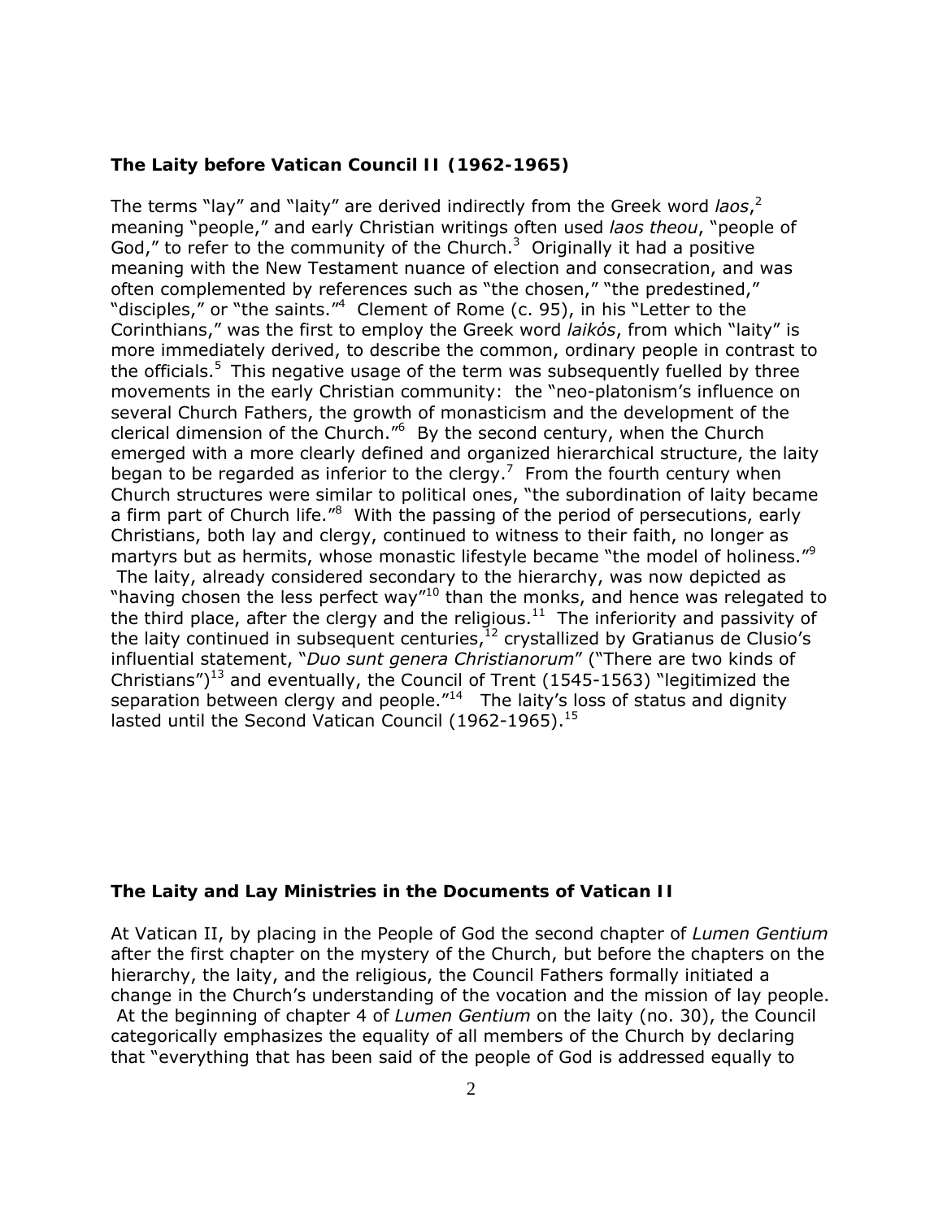**The Laity before Vatican Council II (1962-1965)**

The terms "lay" and "laity" are derived indirectly from the Greek word *laos*,[2] meaning "people," and early Christian writings often used *laos theou*, "people of God," to refer to the community of the Church.[3] Originally it had a positive meaning with the New Testament nuance of election and consecration, and was often complemented by references such as "the chosen," "the predestined," "disciples," or "the saints."[4] Clement of Rome (c. 95), in his "Letter to the Corinthians," was the first to employ the Greek word *laikós*, from which "laity" is more immediately derived, to describe the common, ordinary people in contrast to the officials.[5] This negative usage of the term was subsequently fuelled by three movements in the early Christian community: the "neo-platonism's influence on several Church Fathers, the growth of monasticism and the development of the clerical dimension of the Church."[6] By the second century, when the Church emerged with a more clearly defined and organized hierarchical structure, the laity began to be regarded as inferior to the clergy.[7] From the fourth century when Church structures were similar to political ones, "the subordination of laity became a firm part of Church life."[8] With the passing of the period of persecutions, early Christians, both lay and clergy, continued to witness to their faith, no longer as martyrs but as hermits, whose monastic lifestyle became "the model of holiness."[9] The laity, already considered secondary to the hierarchy, was now depicted as "having chosen the less perfect way"[10] than the monks, and hence was relegated to the third place, after the clergy and the religious.[11] The inferiority and passivity of the laity continued in subsequent centuries,[12] crystallized by Gratianus de Clusio's influential statement, "*Duo sunt genera Christianorum*" ("There are two kinds of Christians")[13] and eventually, the Council of Trent (1545-1563) "legitimized the separation between clergy and people."[14] The laity's loss of status and dignity lasted until the Second Vatican Council (1962-1965).[15]

**The Laity and Lay Ministries in the Documents of Vatican II**

At Vatican II, by placing in the People of God the second chapter of *Lumen Gentium* after the first chapter on the mystery of the Church, but before the chapters on the hierarchy, the laity, and the religious, the Council Fathers formally initiated a change in the Church's understanding of the vocation and the mission of lay people. At the beginning of chapter 4 of *Lumen Gentium* on the laity (no. 30), the Council categorically emphasizes the equality of all members of the Church by declaring that "everything that has been said of the people of God is addressed equally to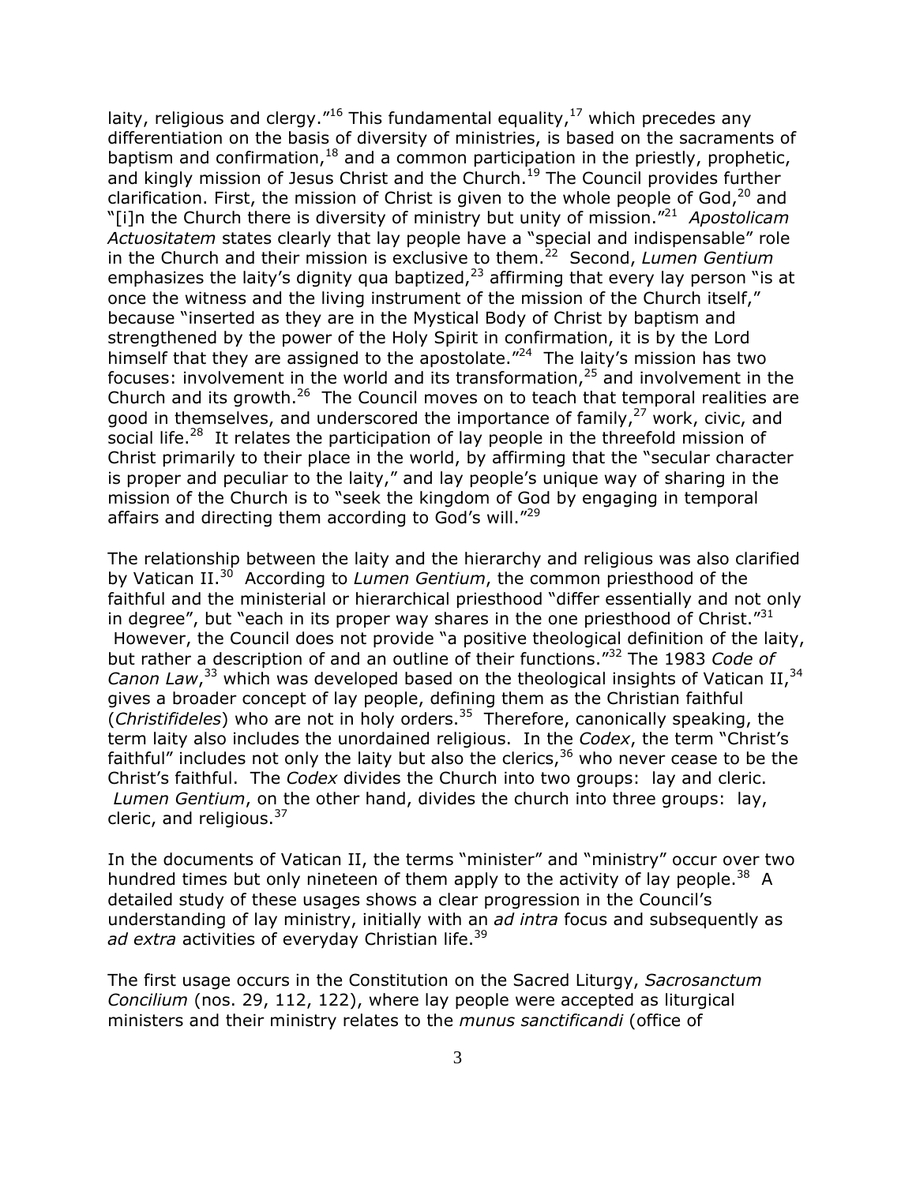laity, religious and clergy."[16] This fundamental equality,[17] which precedes any differentiation on the basis of diversity of ministries, is based on the sacraments of baptism and confirmation,[18] and a common participation in the priestly, prophetic, and kingly mission of Jesus Christ and the Church.[19] The Council provides further clarification. First, the mission of Christ is given to the whole people of God,[20] and "[i]n the Church there is diversity of ministry but unity of mission."[21] *Apostolicam Actuositatem* states clearly that lay people have a "special and indispensable" role in the Church and their mission is exclusive to them.[22] Second, *Lumen Gentium* emphasizes the laity's dignity qua baptized,[23] affirming that every lay person "is at once the witness and the living instrument of the mission of the Church itself," because "inserted as they are in the Mystical Body of Christ by baptism and strengthened by the power of the Holy Spirit in confirmation, it is by the Lord himself that they are assigned to the apostolate."[24] The laity's mission has two focuses: involvement in the world and its transformation,[25] and involvement in the Church and its growth.[26] The Council moves on to teach that temporal realities are good in themselves, and underscored the importance of family,[27] work, civic, and social life.[28] It relates the participation of lay people in the threefold mission of Christ primarily to their place in the world, by affirming that the "secular character is proper and peculiar to the laity," and lay people's unique way of sharing in the mission of the Church is to "seek the kingdom of God by engaging in temporal affairs and directing them according to God's will."[29]

The relationship between the laity and the hierarchy and religious was also clarified by Vatican II.[30] According to *Lumen Gentium*, the common priesthood of the faithful and the ministerial or hierarchical priesthood "differ essentially and not only in degree", but "each in its proper way shares in the one priesthood of Christ."[31] However, the Council does not provide "a positive theological definition of the laity, but rather a description of and an outline of their functions."[32] The 1983 *Code of Canon Law*,[33] which was developed based on the theological insights of Vatican II,[34] gives a broader concept of lay people, defining them as the Christian faithful (*Christifideles*) who are not in holy orders.[35] Therefore, canonically speaking, the term laity also includes the unordained religious. In the *Codex*, the term "Christ's faithful" includes not only the laity but also the clerics,[36] who never cease to be the Christ's faithful. The *Codex* divides the Church into two groups: lay and cleric. *Lumen Gentium*, on the other hand, divides the church into three groups: lay, cleric, and religious.[37]

In the documents of Vatican II, the terms "minister" and "ministry" occur over two hundred times but only nineteen of them apply to the activity of lay people.[38] A detailed study of these usages shows a clear progression in the Council's understanding of lay ministry, initially with an *ad intra* focus and subsequently as *ad extra* activities of everyday Christian life.[39]

The first usage occurs in the Constitution on the Sacred Liturgy, *Sacrosanctum Concilium* (nos. 29, 112, 122), where lay people were accepted as liturgical ministers and their ministry relates to the *munus sanctificandi* (office of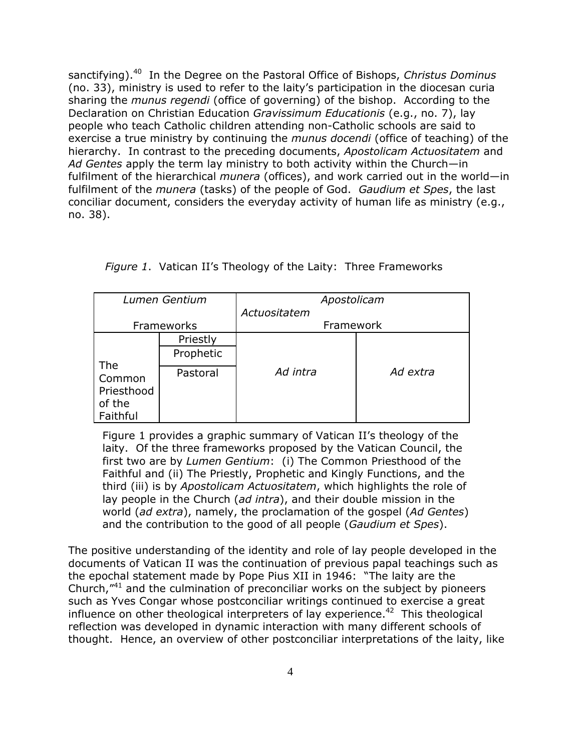sanctifying).[40] In the Degree on the Pastoral Office of Bishops, *Christus Dominus* (no. 33), ministry is used to refer to the laity's participation in the diocesan curia sharing the *munus regendi* (office of governing) of the bishop. According to the Declaration on Christian Education *Gravissimum Educationis* (e.g., no. 7), lay people who teach Catholic children attending non-Catholic schools are said to exercise a true ministry by continuing the *munus docendi* (office of teaching) of the hierarchy. In contrast to the preceding documents, *Apostolicam Actuositatem* and *Ad Gentes* apply the term lay ministry to both activity within the Church—in fulfilment of the hierarchical *munera* (offices), and work carried out in the world—in fulfilment of the *munera* (tasks) of the people of God. *Gaudium et Spes*, the last conciliar document, considers the everyday activity of human life as ministry (e.g., no. 38).

*Figure 1*. Vatican II's Theology of the Laity: Three Frameworks

| *Lumen Gentium* Frameworks | | *Apostolicam Actuositatem* Framework | |
|---|---|---|---|
| The Common Priesthood of the Faithful | Priestly | *Ad intra* | *Ad extra* |
| | Prophetic | | |
| | Pastoral | | |

Figure 1 provides a graphic summary of Vatican II's theology of the laity. Of the three frameworks proposed by the Vatican Council, the first two are by *Lumen Gentium*: (i) The Common Priesthood of the Faithful and (ii) The Priestly, Prophetic and Kingly Functions, and the third (iii) is by *Apostolicam Actuositatem*, which highlights the role of lay people in the Church (*ad intra*), and their double mission in the world (*ad extra*), namely, the proclamation of the gospel (*Ad Gentes*) and the contribution to the good of all people (*Gaudium et Spes*).

The positive understanding of the identity and role of lay people developed in the documents of Vatican II was the continuation of previous papal teachings such as the epochal statement made by Pope Pius XII in 1946: "The laity are the Church,"[41] and the culmination of preconciliar works on the subject by pioneers such as Yves Congar whose postconciliar writings continued to exercise a great influence on other theological interpreters of lay experience.[42] This theological reflection was developed in dynamic interaction with many different schools of thought. Hence, an overview of other postconciliar interpretations of the laity, like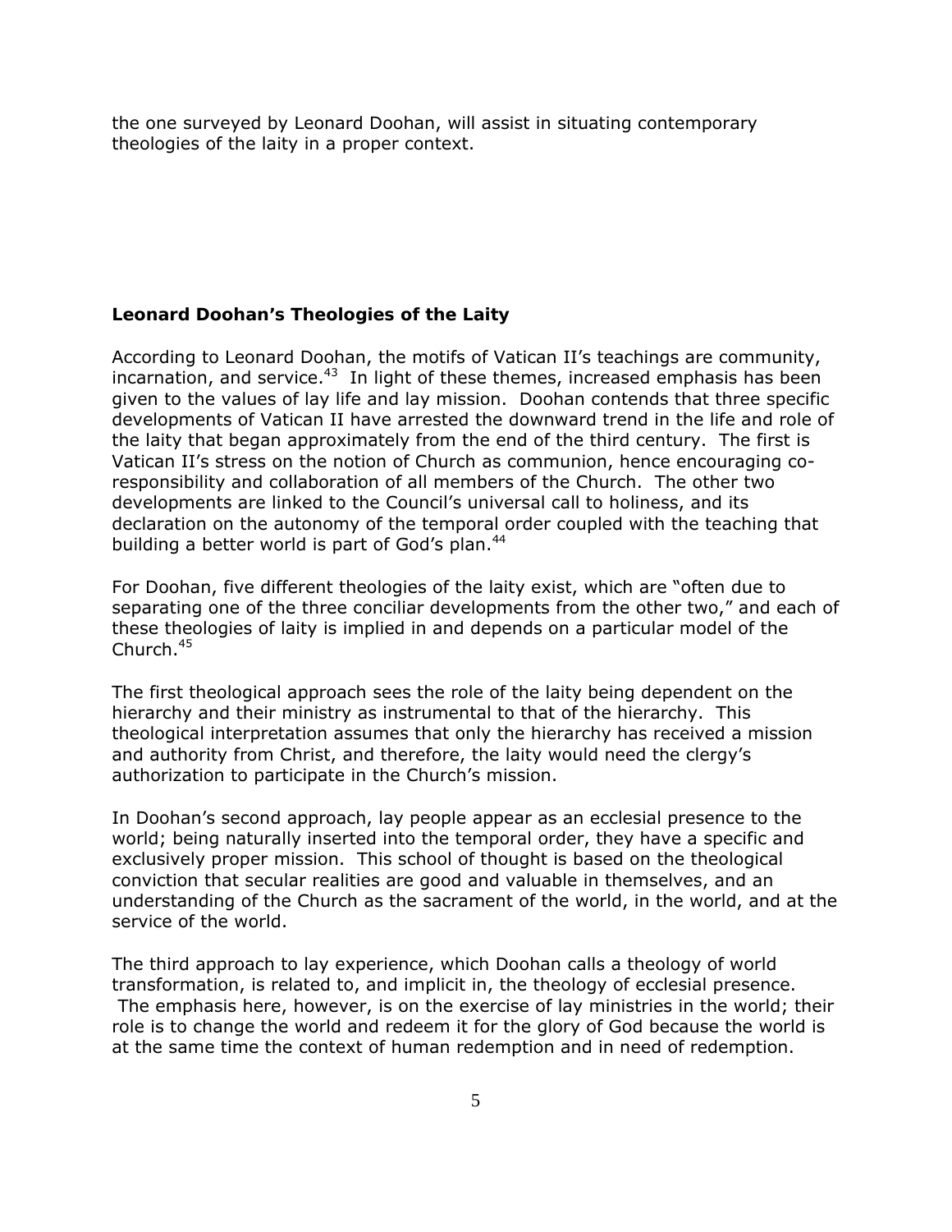the one surveyed by Leonard Doohan, will assist in situating contemporary theologies of the laity in a proper context.

### Leonard Doohan's Theologies of the Laity

According to Leonard Doohan, the motifs of Vatican II's teachings are community, incarnation, and service.[43] In light of these themes, increased emphasis has been given to the values of lay life and lay mission. Doohan contends that three specific developments of Vatican II have arrested the downward trend in the life and role of the laity that began approximately from the end of the third century. The first is Vatican II's stress on the notion of Church as communion, hence encouraging co-responsibility and collaboration of all members of the Church. The other two developments are linked to the Council's universal call to holiness, and its declaration on the autonomy of the temporal order coupled with the teaching that building a better world is part of God's plan.[44]

For Doohan, five different theologies of the laity exist, which are "often due to separating one of the three conciliar developments from the other two," and each of these theologies of laity is implied in and depends on a particular model of the Church.[45]

The first theological approach sees the role of the laity being dependent on the hierarchy and their ministry as instrumental to that of the hierarchy. This theological interpretation assumes that only the hierarchy has received a mission and authority from Christ, and therefore, the laity would need the clergy's authorization to participate in the Church's mission.

In Doohan's second approach, lay people appear as an ecclesial presence to the world; being naturally inserted into the temporal order, they have a specific and exclusively proper mission. This school of thought is based on the theological conviction that secular realities are good and valuable in themselves, and an understanding of the Church as the sacrament of the world, in the world, and at the service of the world.

The third approach to lay experience, which Doohan calls a theology of world transformation, is related to, and implicit in, the theology of ecclesial presence. The emphasis here, however, is on the exercise of lay ministries in the world; their role is to change the world and redeem it for the glory of God because the world is at the same time the context of human redemption and in need of redemption.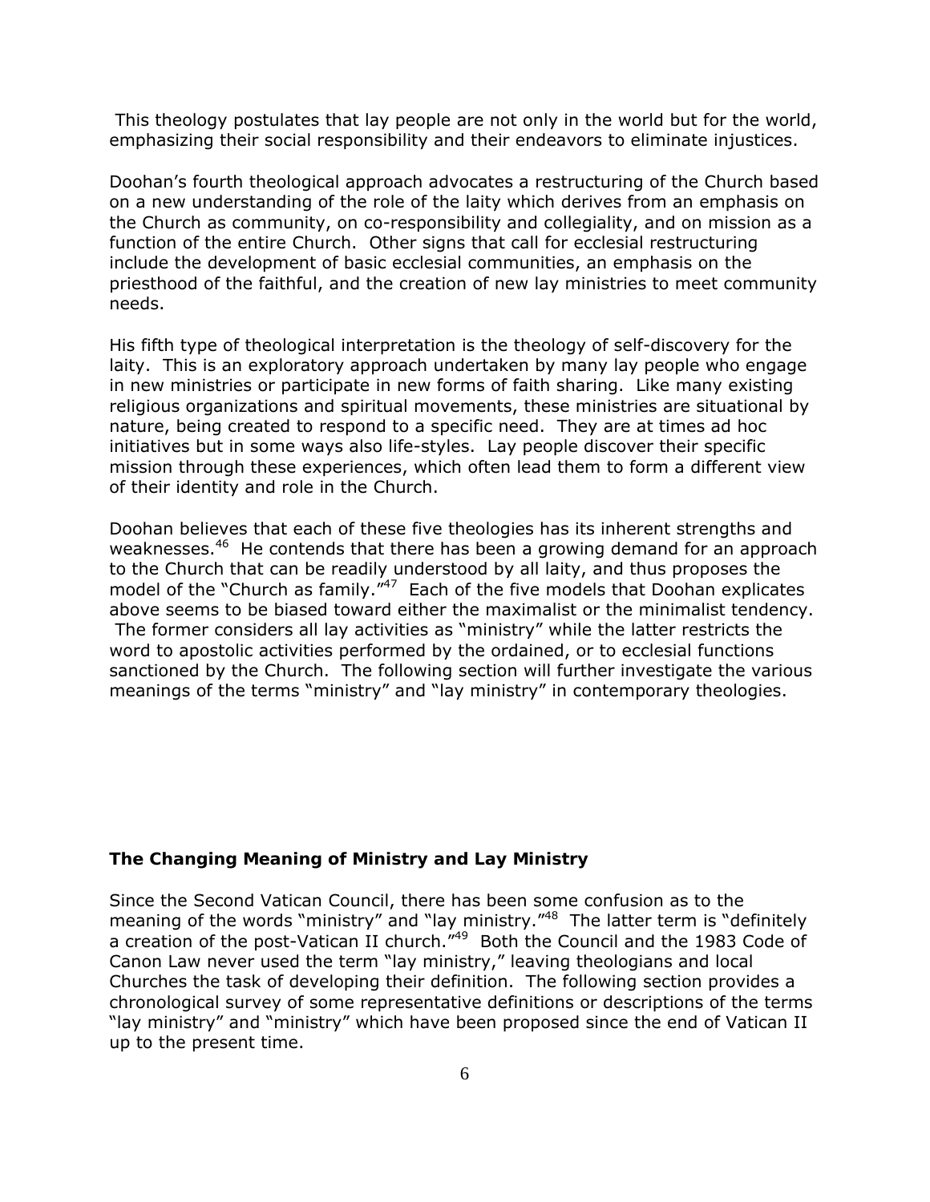This theology postulates that lay people are not only in the world but for the world, emphasizing their social responsibility and their endeavors to eliminate injustices.

Doohan's fourth theological approach advocates a restructuring of the Church based on a new understanding of the role of the laity which derives from an emphasis on the Church as community, on co-responsibility and collegiality, and on mission as a function of the entire Church. Other signs that call for ecclesial restructuring include the development of basic ecclesial communities, an emphasis on the priesthood of the faithful, and the creation of new lay ministries to meet community needs.

His fifth type of theological interpretation is the theology of self-discovery for the laity. This is an exploratory approach undertaken by many lay people who engage in new ministries or participate in new forms of faith sharing. Like many existing religious organizations and spiritual movements, these ministries are situational by nature, being created to respond to a specific need. They are at times ad hoc initiatives but in some ways also life-styles. Lay people discover their specific mission through these experiences, which often lead them to form a different view of their identity and role in the Church.

Doohan believes that each of these five theologies has its inherent strengths and weaknesses.[46] He contends that there has been a growing demand for an approach to the Church that can be readily understood by all laity, and thus proposes the model of the "Church as family."[47] Each of the five models that Doohan explicates above seems to be biased toward either the maximalist or the minimalist tendency. The former considers all lay activities as "ministry" while the latter restricts the word to apostolic activities performed by the ordained, or to ecclesial functions sanctioned by the Church. The following section will further investigate the various meanings of the terms "ministry" and "lay ministry" in contemporary theologies.

### The Changing Meaning of Ministry and Lay Ministry

Since the Second Vatican Council, there has been some confusion as to the meaning of the words "ministry" and "lay ministry."[48] The latter term is "definitely a creation of the post-Vatican II church."[49] Both the Council and the 1983 Code of Canon Law never used the term "lay ministry," leaving theologians and local Churches the task of developing their definition. The following section provides a chronological survey of some representative definitions or descriptions of the terms "lay ministry" and "ministry" which have been proposed since the end of Vatican II up to the present time.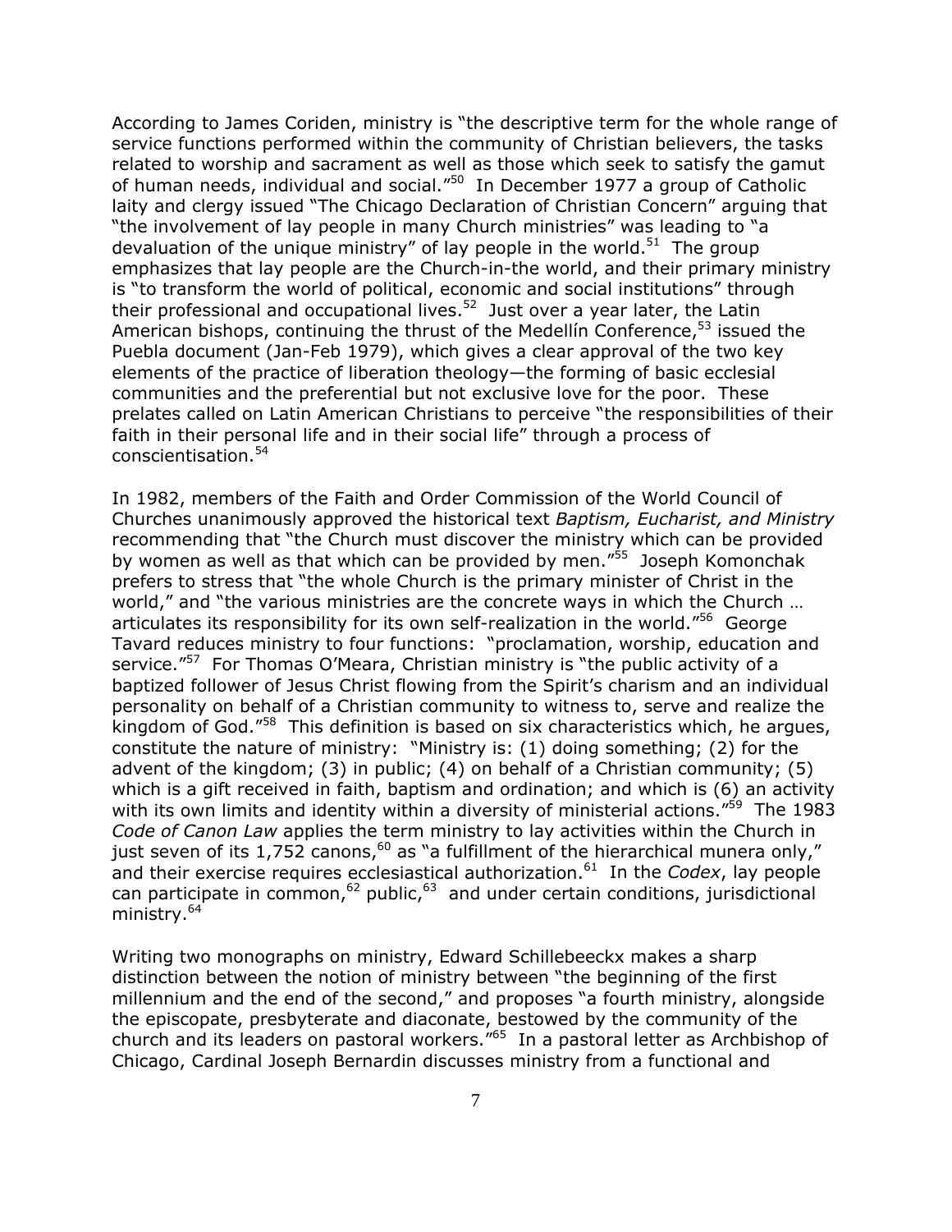According to James Coriden, ministry is "the descriptive term for the whole range of service functions performed within the community of Christian believers, the tasks related to worship and sacrament as well as those which seek to satisfy the gamut of human needs, individual and social."[50] In December 1977 a group of Catholic laity and clergy issued "The Chicago Declaration of Christian Concern" arguing that "the involvement of lay people in many Church ministries" was leading to "a devaluation of the unique ministry" of lay people in the world.[51] The group emphasizes that lay people are the Church-in-the world, and their primary ministry is "to transform the world of political, economic and social institutions" through their professional and occupational lives.[52] Just over a year later, the Latin American bishops, continuing the thrust of the Medellín Conference,[53] issued the Puebla document (Jan-Feb 1979), which gives a clear approval of the two key elements of the practice of liberation theology—the forming of basic ecclesial communities and the preferential but not exclusive love for the poor. These prelates called on Latin American Christians to perceive "the responsibilities of their faith in their personal life and in their social life" through a process of conscientisation.[54]

In 1982, members of the Faith and Order Commission of the World Council of Churches unanimously approved the historical text *Baptism, Eucharist, and Ministry* recommending that "the Church must discover the ministry which can be provided by women as well as that which can be provided by men."[55] Joseph Komonchak prefers to stress that "the whole Church is the primary minister of Christ in the world," and "the various ministries are the concrete ways in which the Church … articulates its responsibility for its own self-realization in the world."[56] George Tavard reduces ministry to four functions: "proclamation, worship, education and service."[57] For Thomas O'Meara, Christian ministry is "the public activity of a baptized follower of Jesus Christ flowing from the Spirit's charism and an individual personality on behalf of a Christian community to witness to, serve and realize the kingdom of God."[58] This definition is based on six characteristics which, he argues, constitute the nature of ministry: "Ministry is: (1) doing something; (2) for the advent of the kingdom; (3) in public; (4) on behalf of a Christian community; (5) which is a gift received in faith, baptism and ordination; and which is (6) an activity with its own limits and identity within a diversity of ministerial actions."[59] The 1983 *Code of Canon Law* applies the term ministry to lay activities within the Church in just seven of its 1,752 canons,[60] as "a fulfillment of the hierarchical munera only," and their exercise requires ecclesiastical authorization.[61] In the *Codex*, lay people can participate in common,[62] public,[63] and under certain conditions, jurisdictional ministry.[64]

Writing two monographs on ministry, Edward Schillebeeckx makes a sharp distinction between the notion of ministry between "the beginning of the first millennium and the end of the second," and proposes "a fourth ministry, alongside the episcopate, presbyterate and diaconate, bestowed by the community of the church and its leaders on pastoral workers."[65] In a pastoral letter as Archbishop of Chicago, Cardinal Joseph Bernardin discusses ministry from a functional and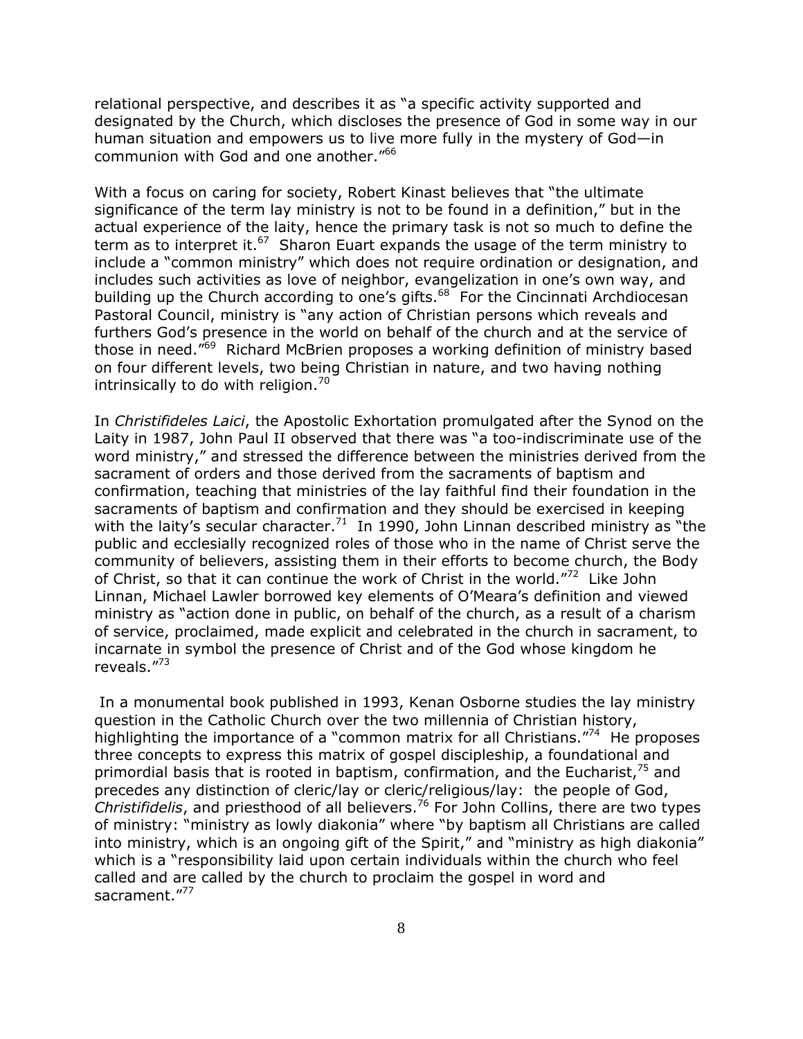relational perspective, and describes it as "a specific activity supported and designated by the Church, which discloses the presence of God in some way in our human situation and empowers us to live more fully in the mystery of God—in communion with God and one another."[66]

With a focus on caring for society, Robert Kinast believes that "the ultimate significance of the term lay ministry is not to be found in a definition," but in the actual experience of the laity, hence the primary task is not so much to define the term as to interpret it.[67] Sharon Euart expands the usage of the term ministry to include a "common ministry" which does not require ordination or designation, and includes such activities as love of neighbor, evangelization in one's own way, and building up the Church according to one's gifts.[68] For the Cincinnati Archdiocesan Pastoral Council, ministry is "any action of Christian persons which reveals and furthers God's presence in the world on behalf of the church and at the service of those in need."[69] Richard McBrien proposes a working definition of ministry based on four different levels, two being Christian in nature, and two having nothing intrinsically to do with religion.[70]

In *Christifideles Laici*, the Apostolic Exhortation promulgated after the Synod on the Laity in 1987, John Paul II observed that there was "a too-indiscriminate use of the word ministry," and stressed the difference between the ministries derived from the sacrament of orders and those derived from the sacraments of baptism and confirmation, teaching that ministries of the lay faithful find their foundation in the sacraments of baptism and confirmation and they should be exercised in keeping with the laity's secular character.[71] In 1990, John Linnan described ministry as "the public and ecclesially recognized roles of those who in the name of Christ serve the community of believers, assisting them in their efforts to become church, the Body of Christ, so that it can continue the work of Christ in the world."[72] Like John Linnan, Michael Lawler borrowed key elements of O'Meara's definition and viewed ministry as "action done in public, on behalf of the church, as a result of a charism of service, proclaimed, made explicit and celebrated in the church in sacrament, to incarnate in symbol the presence of Christ and of the God whose kingdom he reveals."[73]

In a monumental book published in 1993, Kenan Osborne studies the lay ministry question in the Catholic Church over the two millennia of Christian history, highlighting the importance of a "common matrix for all Christians."[74] He proposes three concepts to express this matrix of gospel discipleship, a foundational and primordial basis that is rooted in baptism, confirmation, and the Eucharist,[75] and precedes any distinction of cleric/lay or cleric/religious/lay: the people of God, *Christifidelis*, and priesthood of all believers.[76] For John Collins, there are two types of ministry: "ministry as lowly diakonia" where "by baptism all Christians are called into ministry, which is an ongoing gift of the Spirit," and "ministry as high diakonia" which is a "responsibility laid upon certain individuals within the church who feel called and are called by the church to proclaim the gospel in word and sacrament."[77]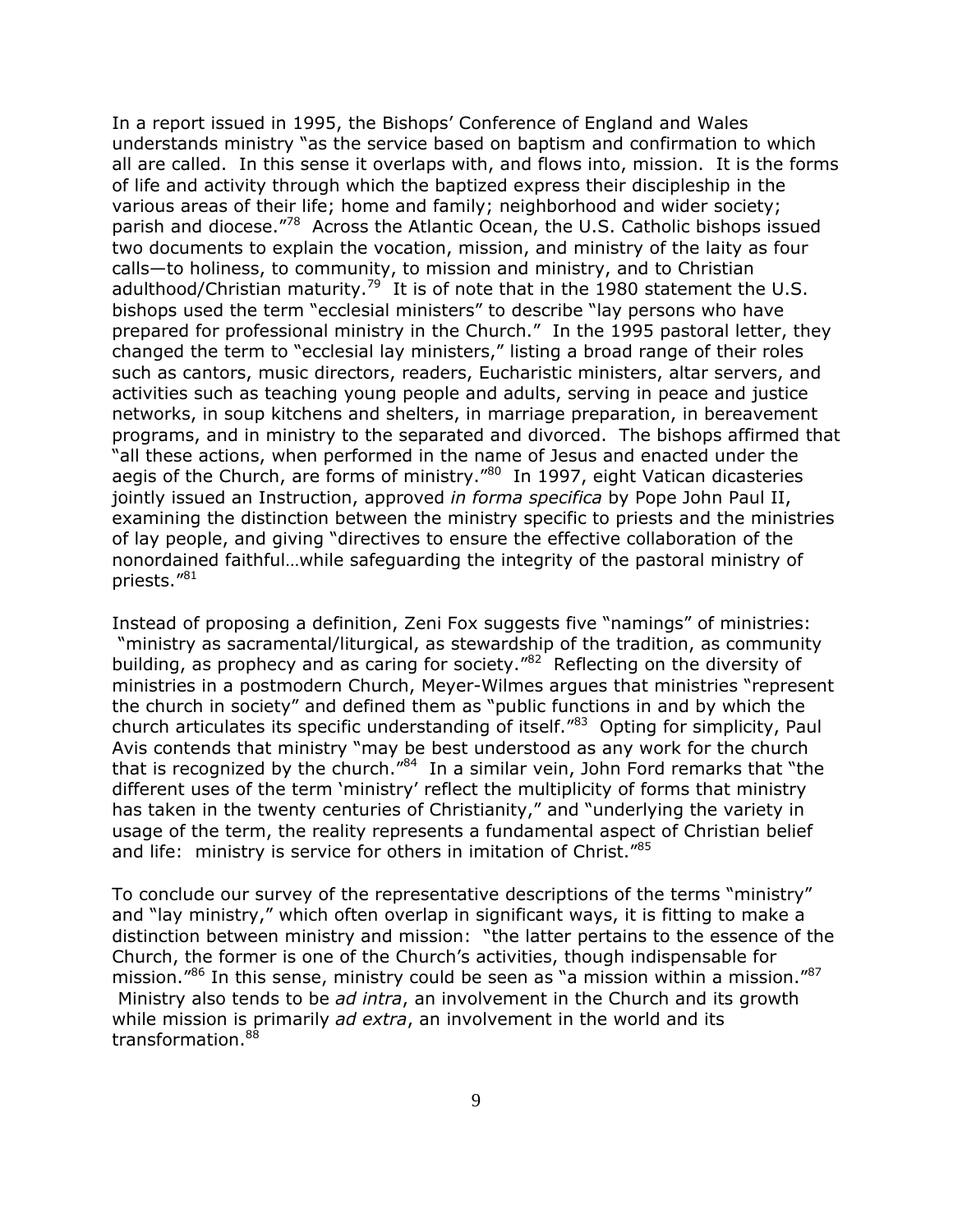In a report issued in 1995, the Bishops' Conference of England and Wales understands ministry "as the service based on baptism and confirmation to which all are called. In this sense it overlaps with, and flows into, mission. It is the forms of life and activity through which the baptized express their discipleship in the various areas of their life; home and family; neighborhood and wider society; parish and diocese."[78] Across the Atlantic Ocean, the U.S. Catholic bishops issued two documents to explain the vocation, mission, and ministry of the laity as four calls—to holiness, to community, to mission and ministry, and to Christian adulthood/Christian maturity.[79] It is of note that in the 1980 statement the U.S. bishops used the term "ecclesial ministers" to describe "lay persons who have prepared for professional ministry in the Church." In the 1995 pastoral letter, they changed the term to "ecclesial lay ministers," listing a broad range of their roles such as cantors, music directors, readers, Eucharistic ministers, altar servers, and activities such as teaching young people and adults, serving in peace and justice networks, in soup kitchens and shelters, in marriage preparation, in bereavement programs, and in ministry to the separated and divorced. The bishops affirmed that "all these actions, when performed in the name of Jesus and enacted under the aegis of the Church, are forms of ministry."[80] In 1997, eight Vatican dicasteries jointly issued an Instruction, approved *in forma specifica* by Pope John Paul II, examining the distinction between the ministry specific to priests and the ministries of lay people, and giving "directives to ensure the effective collaboration of the nonordained faithful…while safeguarding the integrity of the pastoral ministry of priests."[81]

Instead of proposing a definition, Zeni Fox suggests five "namings" of ministries: "ministry as sacramental/liturgical, as stewardship of the tradition, as community building, as prophecy and as caring for society."[82] Reflecting on the diversity of ministries in a postmodern Church, Meyer-Wilmes argues that ministries "represent the church in society" and defined them as "public functions in and by which the church articulates its specific understanding of itself."[83] Opting for simplicity, Paul Avis contends that ministry "may be best understood as any work for the church that is recognized by the church."[84] In a similar vein, John Ford remarks that "the different uses of the term 'ministry' reflect the multiplicity of forms that ministry has taken in the twenty centuries of Christianity," and "underlying the variety in usage of the term, the reality represents a fundamental aspect of Christian belief and life: ministry is service for others in imitation of Christ."[85]

To conclude our survey of the representative descriptions of the terms "ministry" and "lay ministry," which often overlap in significant ways, it is fitting to make a distinction between ministry and mission: "the latter pertains to the essence of the Church, the former is one of the Church's activities, though indispensable for mission."[86] In this sense, ministry could be seen as "a mission within a mission."[87] Ministry also tends to be *ad intra*, an involvement in the Church and its growth while mission is primarily *ad extra*, an involvement in the world and its transformation.[88]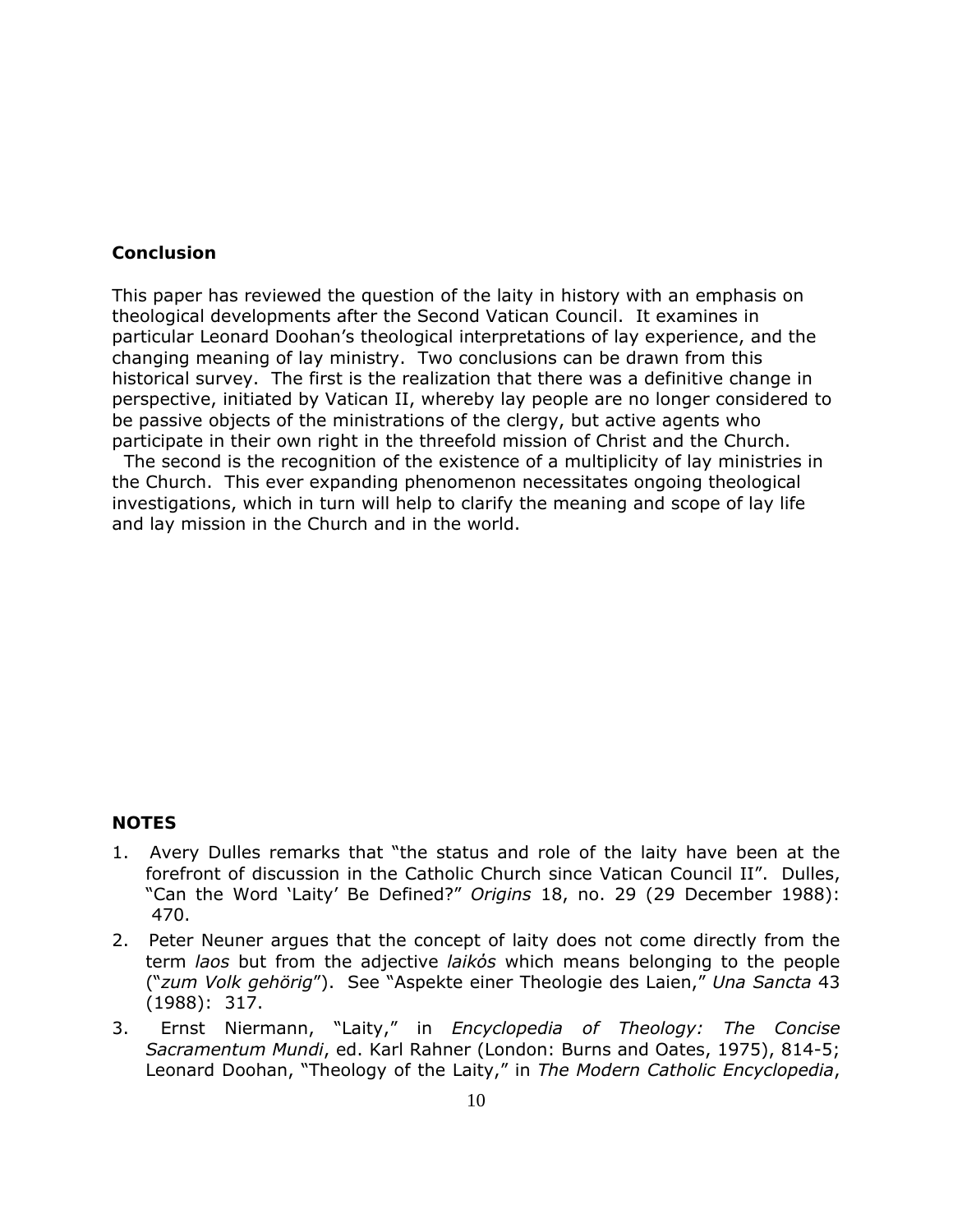## Conclusion

This paper has reviewed the question of the laity in history with an emphasis on theological developments after the Second Vatican Council. It examines in particular Leonard Doohan's theological interpretations of lay experience, and the changing meaning of lay ministry. Two conclusions can be drawn from this historical survey. The first is the realization that there was a definitive change in perspective, initiated by Vatican II, whereby lay people are no longer considered to be passive objects of the ministrations of the clergy, but active agents who participate in their own right in the threefold mission of Christ and the Church.

The second is the recognition of the existence of a multiplicity of lay ministries in the Church. This ever expanding phenomenon necessitates ongoing theological investigations, which in turn will help to clarify the meaning and scope of lay life and lay mission in the Church and in the world.

## NOTES

1. Avery Dulles remarks that "the status and role of the laity have been at the forefront of discussion in the Catholic Church since Vatican Council II". Dulles, "Can the Word 'Laity' Be Defined?" *Origins* 18, no. 29 (29 December 1988): 470.
2. Peter Neuner argues that the concept of laity does not come directly from the term *laos* but from the adjective *laikós* which means belonging to the people ("*zum Volk gehörig*"). See "Aspekte einer Theologie des Laien," *Una Sancta* 43 (1988): 317.
3. Ernst Niermann, "Laity," in *Encyclopedia of Theology: The Concise Sacramentum Mundi*, ed. Karl Rahner (London: Burns and Oates, 1975), 814-5; Leonard Doohan, "Theology of the Laity," in *The Modern Catholic Encyclopedia*,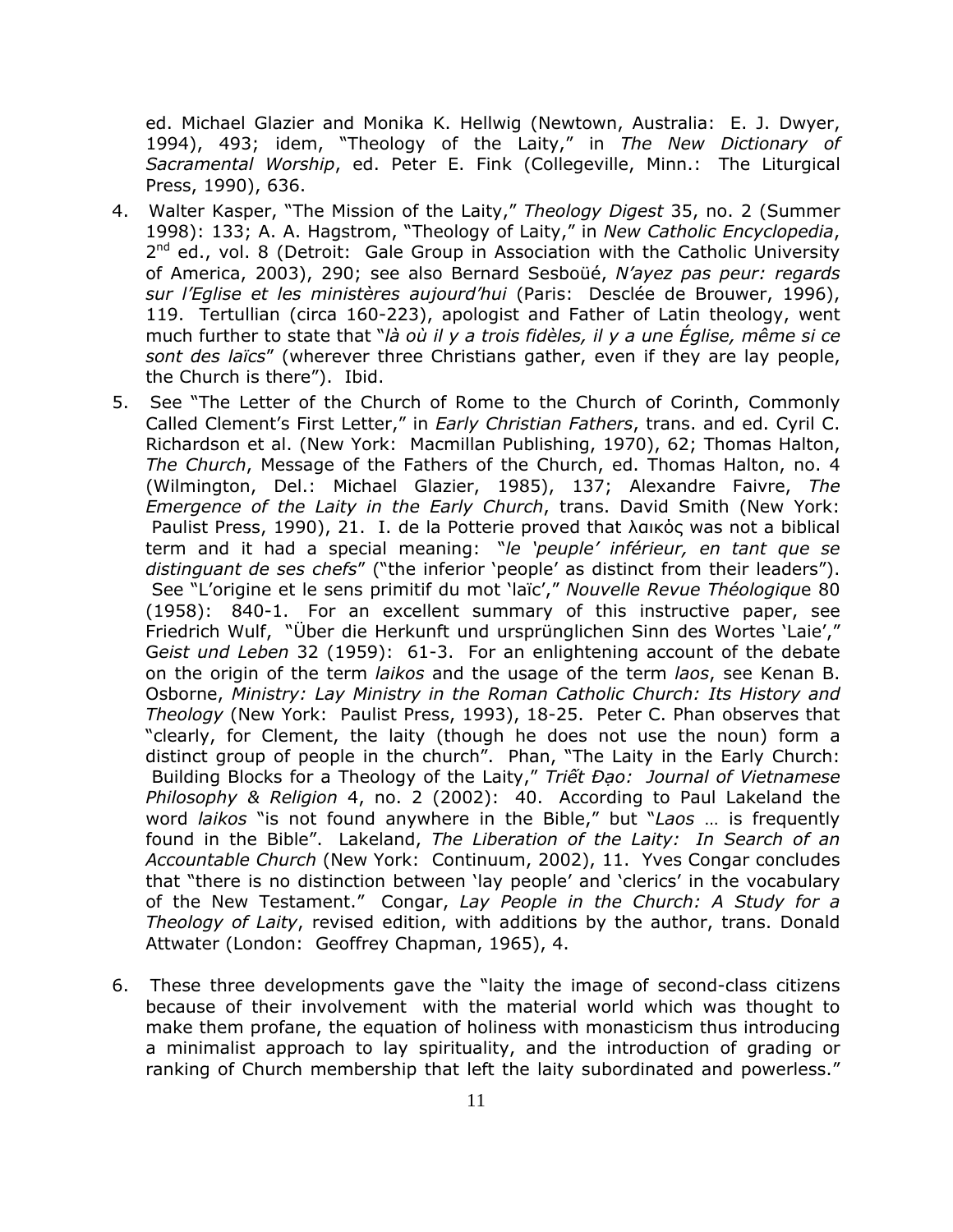ed. Michael Glazier and Monika K. Hellwig (Newtown, Australia: E. J. Dwyer, 1994), 493; idem, "Theology of the Laity," in *The New Dictionary of Sacramental Worship*, ed. Peter E. Fink (Collegeville, Minn.: The Liturgical Press, 1990), 636.

4. Walter Kasper, "The Mission of the Laity," *Theology Digest* 35, no. 2 (Summer 1998): 133; A. A. Hagstrom, "Theology of Laity," in *New Catholic Encyclopedia*, 2nd ed., vol. 8 (Detroit: Gale Group in Association with the Catholic University of America, 2003), 290; see also Bernard Sesboüé, *N'ayez pas peur: regards sur l'Eglise et les ministères aujourd'hui* (Paris: Desclée de Brouwer, 1996), 119. Tertullian (circa 160-223), apologist and Father of Latin theology, went much further to state that "*là où il y a trois fidèles, il y a une Église, même si ce sont des laïcs*" (wherever three Christians gather, even if they are lay people, the Church is there"). Ibid.

5. See "The Letter of the Church of Rome to the Church of Corinth, Commonly Called Clement's First Letter," in *Early Christian Fathers*, trans. and ed. Cyril C. Richardson et al. (New York: Macmillan Publishing, 1970), 62; Thomas Halton, *The Church*, Message of the Fathers of the Church, ed. Thomas Halton, no. 4 (Wilmington, Del.: Michael Glazier, 1985), 137; Alexandre Faivre, *The Emergence of the Laity in the Early Church*, trans. David Smith (New York: Paulist Press, 1990), 21. I. de la Potterie proved that λαικὸς was not a biblical term and it had a special meaning: "*le 'peuple' inférieur, en tant que se distinguant de ses chefs*" ("the inferior 'people' as distinct from their leaders"). See "L'origine et le sens primitif du mot 'laïc'," *Nouvelle Revue Théologique* 80 (1958): 840-1. For an excellent summary of this instructive paper, see Friedrich Wulf, "Über die Herkunft und ursprünglichen Sinn des Wortes 'Laie'," *Geist und Leben* 32 (1959): 61-3. For an enlightening account of the debate on the origin of the term *laikos* and the usage of the term *laos*, see Kenan B. Osborne, *Ministry: Lay Ministry in the Roman Catholic Church: Its History and Theology* (New York: Paulist Press, 1993), 18-25. Peter C. Phan observes that "clearly, for Clement, the laity (though he does not use the noun) form a distinct group of people in the church". Phan, "The Laity in the Early Church: Building Blocks for a Theology of the Laity," *Triết Đạo: Journal of Vietnamese Philosophy & Religion* 4, no. 2 (2002): 40. According to Paul Lakeland the word *laikos* "is not found anywhere in the Bible," but "*Laos* … is frequently found in the Bible". Lakeland, *The Liberation of the Laity: In Search of an Accountable Church* (New York: Continuum, 2002), 11. Yves Congar concludes that "there is no distinction between 'lay people' and 'clerics' in the vocabulary of the New Testament." Congar, *Lay People in the Church: A Study for a Theology of Laity*, revised edition, with additions by the author, trans. Donald Attwater (London: Geoffrey Chapman, 1965), 4.

6. These three developments gave the "laity the image of second-class citizens because of their involvement with the material world which was thought to make them profane, the equation of holiness with monasticism thus introducing a minimalist approach to lay spirituality, and the introduction of grading or ranking of Church membership that left the laity subordinated and powerless."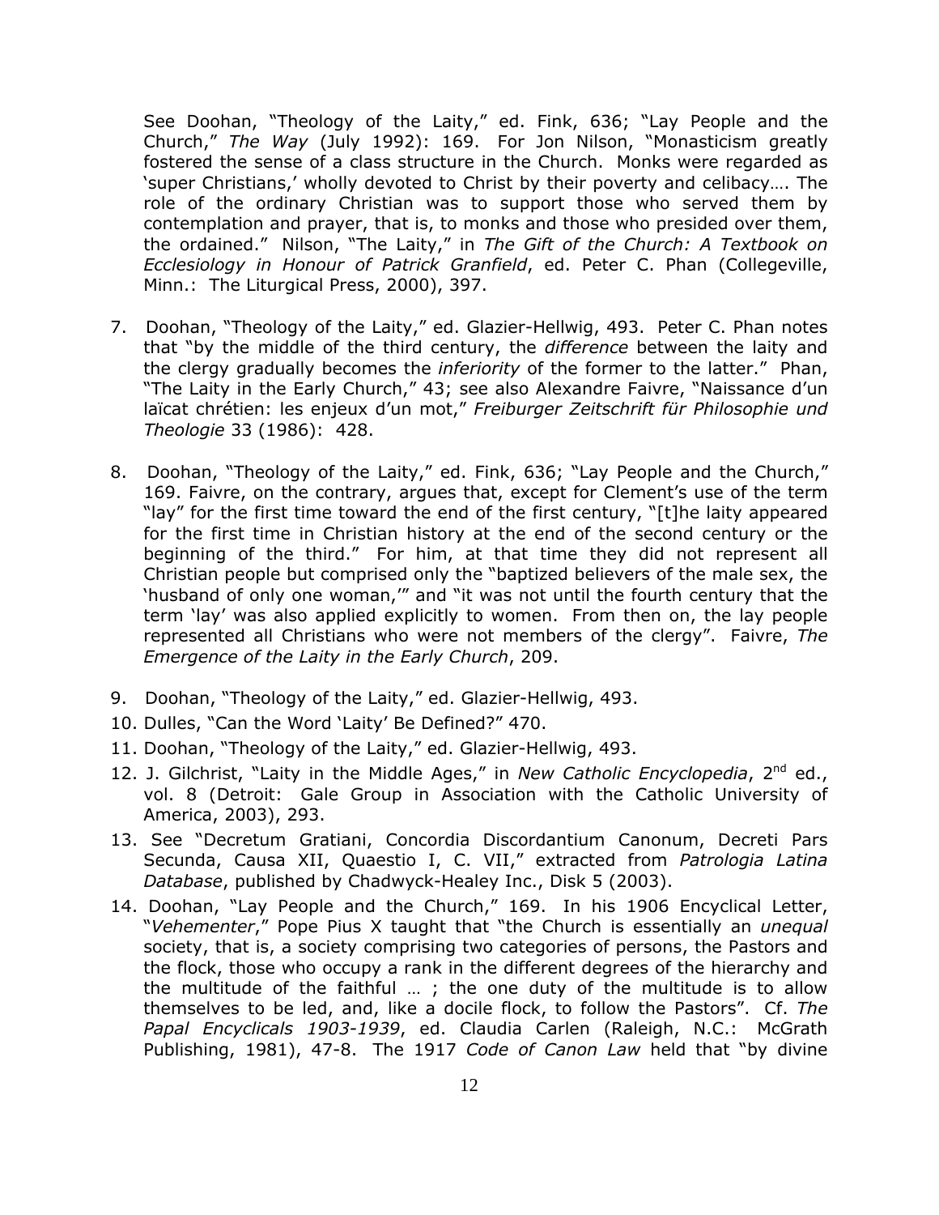See Doohan, "Theology of the Laity," ed. Fink, 636; "Lay People and the Church," *The Way* (July 1992): 169. For Jon Nilson, "Monasticism greatly fostered the sense of a class structure in the Church. Monks were regarded as 'super Christians,' wholly devoted to Christ by their poverty and celibacy…. The role of the ordinary Christian was to support those who served them by contemplation and prayer, that is, to monks and those who presided over them, the ordained." Nilson, "The Laity," in *The Gift of the Church: A Textbook on Ecclesiology in Honour of Patrick Granfield*, ed. Peter C. Phan (Collegeville, Minn.: The Liturgical Press, 2000), 397.

7. Doohan, "Theology of the Laity," ed. Glazier-Hellwig, 493. Peter C. Phan notes that "by the middle of the third century, the *difference* between the laity and the clergy gradually becomes the *inferiority* of the former to the latter." Phan, "The Laity in the Early Church," 43; see also Alexandre Faivre, "Naissance d'un laïcat chrétien: les enjeux d'un mot," *Freiburger Zeitschrift für Philosophie und Theologie* 33 (1986): 428.

8. Doohan, "Theology of the Laity," ed. Fink, 636; "Lay People and the Church," 169. Faivre, on the contrary, argues that, except for Clement's use of the term "lay" for the first time toward the end of the first century, "[t]he laity appeared for the first time in Christian history at the end of the second century or the beginning of the third." For him, at that time they did not represent all Christian people but comprised only the "baptized believers of the male sex, the 'husband of only one woman,'" and "it was not until the fourth century that the term 'lay' was also applied explicitly to women. From then on, the lay people represented all Christians who were not members of the clergy". Faivre, *The Emergence of the Laity in the Early Church*, 209.

9. Doohan, "Theology of the Laity," ed. Glazier-Hellwig, 493.
10. Dulles, "Can the Word 'Laity' Be Defined?" 470.
11. Doohan, "Theology of the Laity," ed. Glazier-Hellwig, 493.
12. J. Gilchrist, "Laity in the Middle Ages," in *New Catholic Encyclopedia*, 2nd ed., vol. 8 (Detroit: Gale Group in Association with the Catholic University of America, 2003), 293.
13. See "Decretum Gratiani, Concordia Discordantium Canonum, Decreti Pars Secunda, Causa XII, Quaestio I, C. VII," extracted from *Patrologia Latina Database*, published by Chadwyck-Healey Inc., Disk 5 (2003).
14. Doohan, "Lay People and the Church," 169. In his 1906 Encyclical Letter, "*Vehementer*," Pope Pius X taught that "the Church is essentially an *unequal* society, that is, a society comprising two categories of persons, the Pastors and the flock, those who occupy a rank in the different degrees of the hierarchy and the multitude of the faithful … ; the one duty of the multitude is to allow themselves to be led, and, like a docile flock, to follow the Pastors". Cf. *The Papal Encyclicals 1903-1939*, ed. Claudia Carlen (Raleigh, N.C.: McGrath Publishing, 1981), 47-8. The 1917 *Code of Canon Law* held that "by divine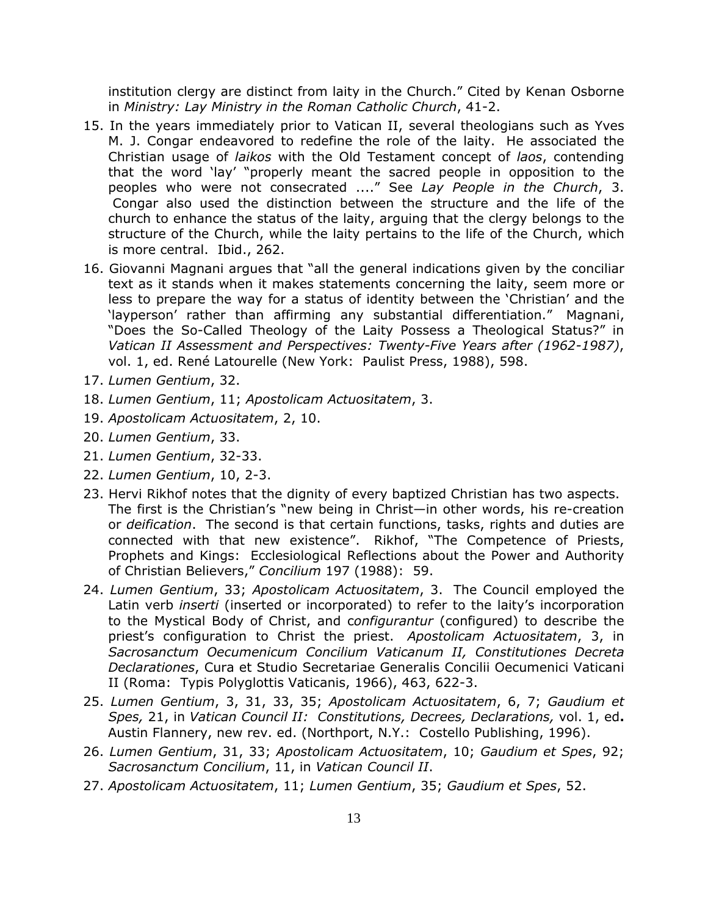institution clergy are distinct from laity in the Church." Cited by Kenan Osborne in *Ministry: Lay Ministry in the Roman Catholic Church*, 41-2.

15. In the years immediately prior to Vatican II, several theologians such as Yves M. J. Congar endeavored to redefine the role of the laity. He associated the Christian usage of *laikos* with the Old Testament concept of *laos*, contending that the word 'lay' "properly meant the sacred people in opposition to the peoples who were not consecrated ...." See *Lay People in the Church*, 3. Congar also used the distinction between the structure and the life of the church to enhance the status of the laity, arguing that the clergy belongs to the structure of the Church, while the laity pertains to the life of the Church, which is more central. Ibid., 262.
16. Giovanni Magnani argues that "all the general indications given by the conciliar text as it stands when it makes statements concerning the laity, seem more or less to prepare the way for a status of identity between the 'Christian' and the 'layperson' rather than affirming any substantial differentiation." Magnani, "Does the So-Called Theology of the Laity Possess a Theological Status?" in *Vatican II Assessment and Perspectives: Twenty-Five Years after (1962-1987)*, vol. 1, ed. René Latourelle (New York: Paulist Press, 1988), 598.
17. *Lumen Gentium*, 32.
18. *Lumen Gentium*, 11; *Apostolicam Actuositatem*, 3.
19. *Apostolicam Actuositatem*, 2, 10.
20. *Lumen Gentium*, 33.
21. *Lumen Gentium*, 32-33.
22. *Lumen Gentium*, 10, 2-3.
23. Hervi Rikhof notes that the dignity of every baptized Christian has two aspects. The first is the Christian's "new being in Christ—in other words, his re-creation or *deification*. The second is that certain functions, tasks, rights and duties are connected with that new existence". Rikhof, "The Competence of Priests, Prophets and Kings: Ecclesiological Reflections about the Power and Authority of Christian Believers," *Concilium* 197 (1988): 59.
24. *Lumen Gentium*, 33; *Apostolicam Actuositatem*, 3. The Council employed the Latin verb *inserti* (inserted or incorporated) to refer to the laity's incorporation to the Mystical Body of Christ, and *configurantur* (configured) to describe the priest's configuration to Christ the priest. *Apostolicam Actuositatem*, 3, in *Sacrosanctum Oecumenicum Concilium Vaticanum II, Constitutiones Decreta Declarationes*, Cura et Studio Secretariae Generalis Concilii Oecumenici Vaticani II (Roma: Typis Polyglottis Vaticanis, 1966), 463, 622-3.
25. *Lumen Gentium*, 3, 31, 33, 35; *Apostolicam Actuositatem*, 6, 7; *Gaudium et Spes,* 21, in *Vatican Council II: Constitutions, Decrees, Declarations,* vol. 1, ed**.** Austin Flannery, new rev. ed. (Northport, N.Y.: Costello Publishing, 1996).
26. *Lumen Gentium*, 31, 33; *Apostolicam Actuositatem*, 10; *Gaudium et Spes*, 92; *Sacrosanctum Concilium*, 11, in *Vatican Council II*.
27. *Apostolicam Actuositatem*, 11; *Lumen Gentium*, 35; *Gaudium et Spes*, 52.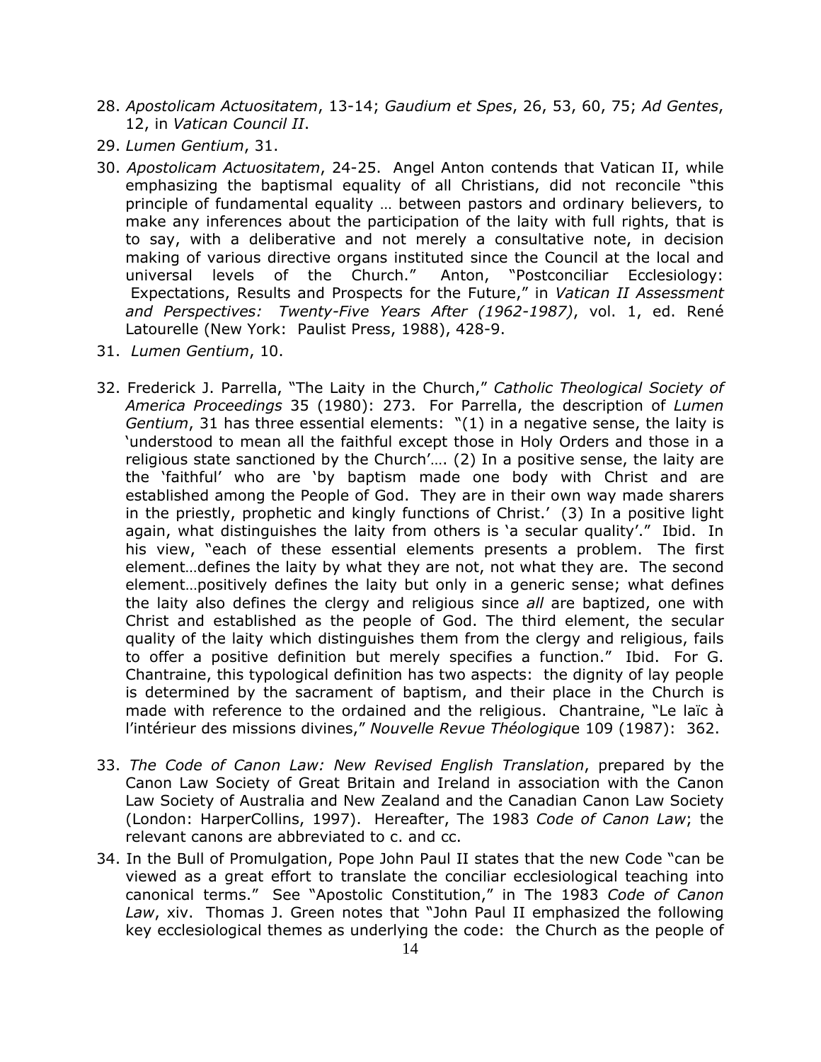28. *Apostolicam Actuositatem*, 13-14; *Gaudium et Spes*, 26, 53, 60, 75; *Ad Gentes*, 12, in *Vatican Council II*.
29. *Lumen Gentium*, 31.
30. *Apostolicam Actuositatem*, 24-25. Angel Anton contends that Vatican II, while emphasizing the baptismal equality of all Christians, did not reconcile "this principle of fundamental equality … between pastors and ordinary believers, to make any inferences about the participation of the laity with full rights, that is to say, with a deliberative and not merely a consultative note, in decision making of various directive organs instituted since the Council at the local and universal levels of the Church." Anton, "Postconciliar Ecclesiology: Expectations, Results and Prospects for the Future," in *Vatican II Assessment and Perspectives: Twenty-Five Years After (1962-1987)*, vol. 1, ed. René Latourelle (New York: Paulist Press, 1988), 428-9.
31. *Lumen Gentium*, 10.
32. Frederick J. Parrella, "The Laity in the Church," *Catholic Theological Society of America Proceedings* 35 (1980): 273. For Parrella, the description of *Lumen Gentium*, 31 has three essential elements: "(1) in a negative sense, the laity is 'understood to mean all the faithful except those in Holy Orders and those in a religious state sanctioned by the Church'…. (2) In a positive sense, the laity are the 'faithful' who are 'by baptism made one body with Christ and are established among the People of God. They are in their own way made sharers in the priestly, prophetic and kingly functions of Christ.' (3) In a positive light again, what distinguishes the laity from others is 'a secular quality'." Ibid. In his view, "each of these essential elements presents a problem. The first element…defines the laity by what they are not, not what they are. The second element…positively defines the laity but only in a generic sense; what defines the laity also defines the clergy and religious since *all* are baptized, one with Christ and established as the people of God. The third element, the secular quality of the laity which distinguishes them from the clergy and religious, fails to offer a positive definition but merely specifies a function." Ibid. For G. Chantraine, this typological definition has two aspects: the dignity of lay people is determined by the sacrament of baptism, and their place in the Church is made with reference to the ordained and the religious. Chantraine, "Le laïc à l'intérieur des missions divines," *Nouvelle Revue Théologique* 109 (1987): 362.
33. *The Code of Canon Law: New Revised English Translation*, prepared by the Canon Law Society of Great Britain and Ireland in association with the Canon Law Society of Australia and New Zealand and the Canadian Canon Law Society (London: HarperCollins, 1997). Hereafter, The 1983 *Code of Canon Law*; the relevant canons are abbreviated to c. and cc.
34. In the Bull of Promulgation, Pope John Paul II states that the new Code "can be viewed as a great effort to translate the conciliar ecclesiological teaching into canonical terms." See "Apostolic Constitution," in The 1983 *Code of Canon Law*, xiv. Thomas J. Green notes that "John Paul II emphasized the following key ecclesiological themes as underlying the code: the Church as the people of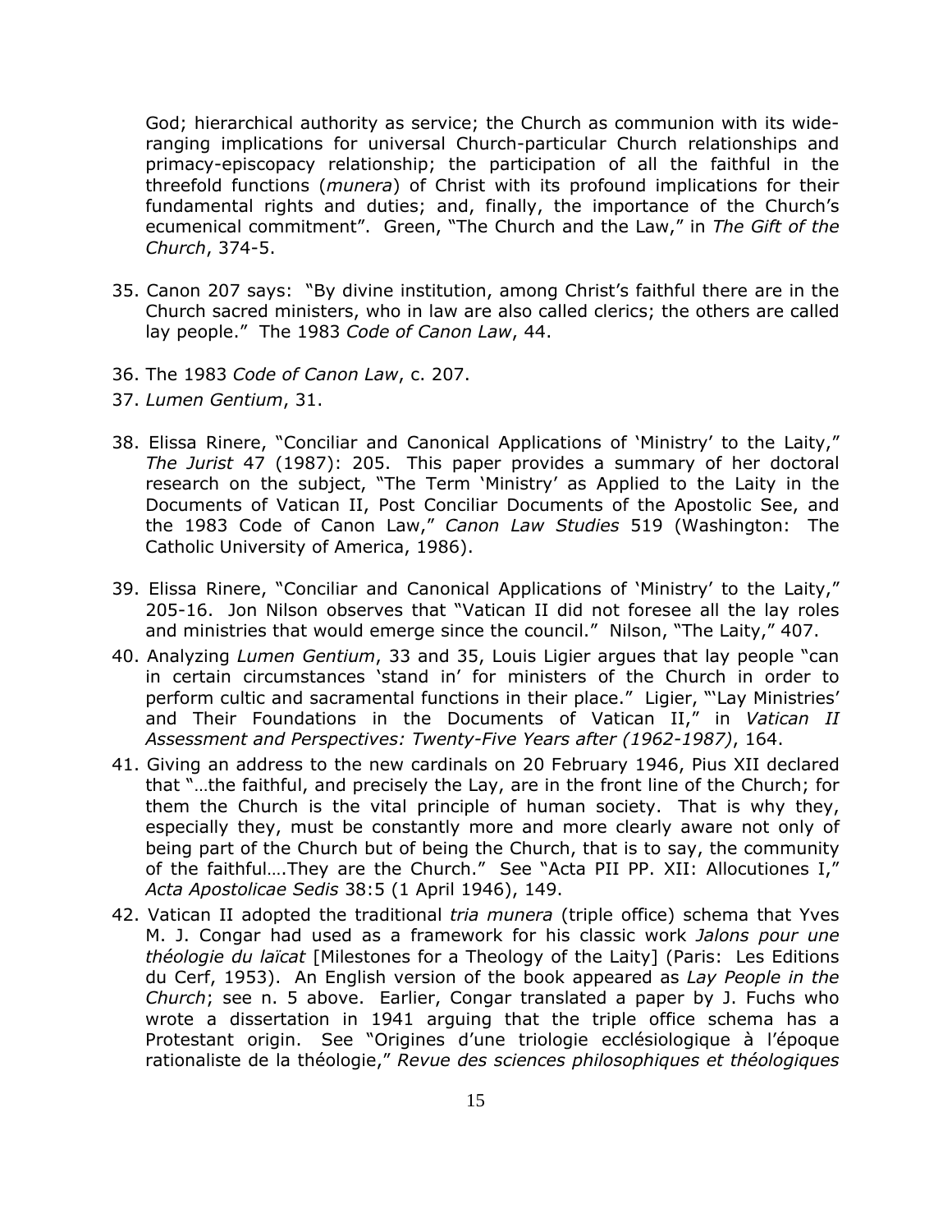God; hierarchical authority as service; the Church as communion with its wide-ranging implications for universal Church-particular Church relationships and primacy-episcopacy relationship; the participation of all the faithful in the threefold functions (*munera*) of Christ with its profound implications for their fundamental rights and duties; and, finally, the importance of the Church's ecumenical commitment". Green, "The Church and the Law," in *The Gift of the Church*, 374-5.

35. Canon 207 says: "By divine institution, among Christ's faithful there are in the Church sacred ministers, who in law are also called clerics; the others are called lay people." The 1983 *Code of Canon Law*, 44.

36. The 1983 *Code of Canon Law*, c. 207.

37. *Lumen Gentium*, 31.

38. Elissa Rinere, "Conciliar and Canonical Applications of 'Ministry' to the Laity," *The Jurist* 47 (1987): 205. This paper provides a summary of her doctoral research on the subject, "The Term 'Ministry' as Applied to the Laity in the Documents of Vatican II, Post Conciliar Documents of the Apostolic See, and the 1983 Code of Canon Law," *Canon Law Studies* 519 (Washington: The Catholic University of America, 1986).

39. Elissa Rinere, "Conciliar and Canonical Applications of 'Ministry' to the Laity," 205-16. Jon Nilson observes that "Vatican II did not foresee all the lay roles and ministries that would emerge since the council." Nilson, "The Laity," 407.

40. Analyzing *Lumen Gentium*, 33 and 35, Louis Ligier argues that lay people "can in certain circumstances 'stand in' for ministers of the Church in order to perform cultic and sacramental functions in their place." Ligier, "'Lay Ministries' and Their Foundations in the Documents of Vatican II," in *Vatican II Assessment and Perspectives: Twenty-Five Years after (1962-1987)*, 164.

41. Giving an address to the new cardinals on 20 February 1946, Pius XII declared that "…the faithful, and precisely the Lay, are in the front line of the Church; for them the Church is the vital principle of human society. That is why they, especially they, must be constantly more and more clearly aware not only of being part of the Church but of being the Church, that is to say, the community of the faithful….They are the Church." See "Acta PII PP. XII: Allocutiones I," *Acta Apostolicae Sedis* 38:5 (1 April 1946), 149.

42. Vatican II adopted the traditional *tria munera* (triple office) schema that Yves M. J. Congar had used as a framework for his classic work *Jalons pour une théologie du laïcat* [Milestones for a Theology of the Laity] (Paris: Les Editions du Cerf, 1953). An English version of the book appeared as *Lay People in the Church*; see n. 5 above. Earlier, Congar translated a paper by J. Fuchs who wrote a dissertation in 1941 arguing that the triple office schema has a Protestant origin. See "Origines d'une triologie ecclésiologique à l'époque rationaliste de la théologie," *Revue des sciences philosophiques et théologiques*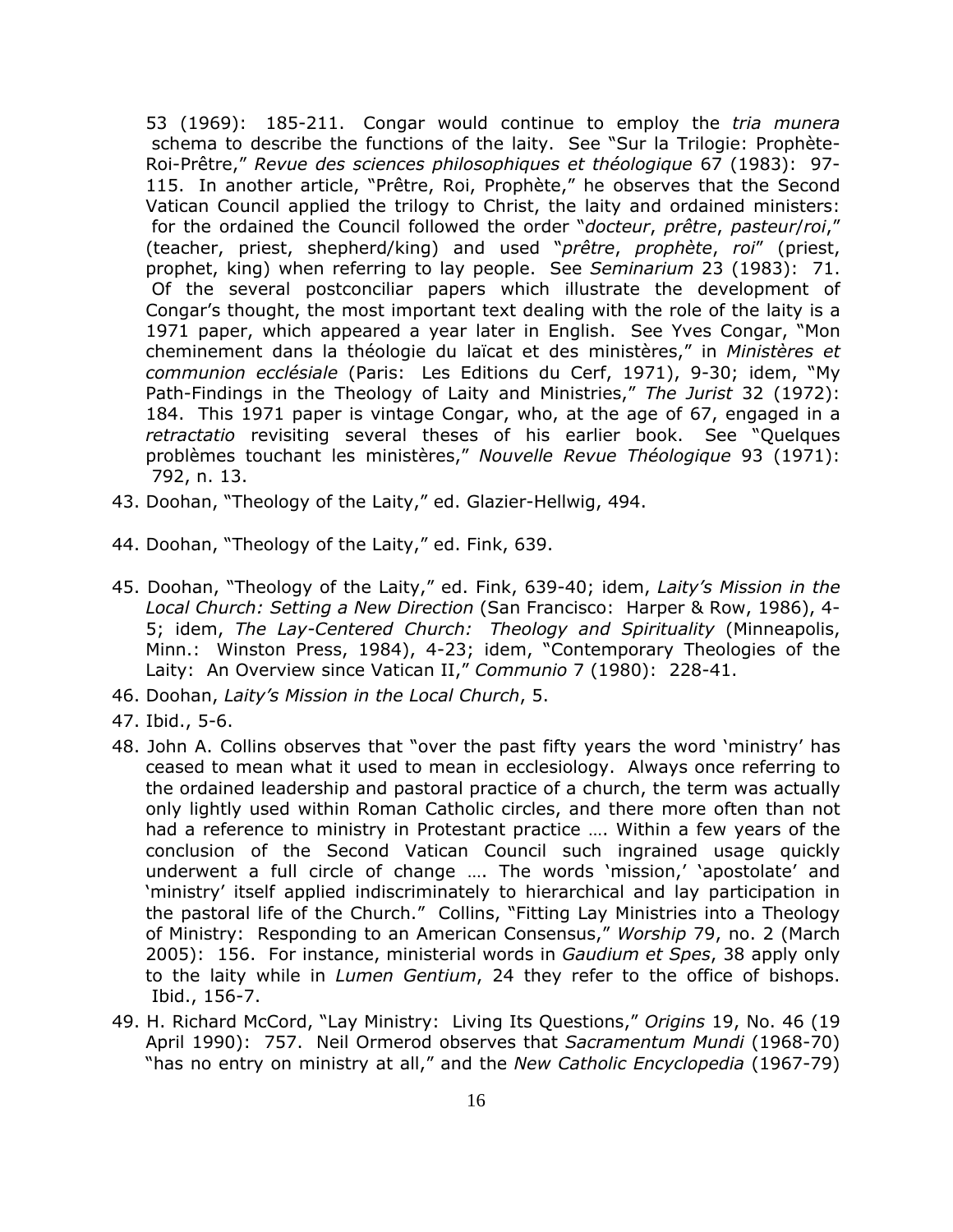53 (1969): 185-211. Congar would continue to employ the *tria munera* schema to describe the functions of the laity. See "Sur la Trilogie: Prophète-Roi-Prêtre," *Revue des sciences philosophiques et théologique* 67 (1983): 97-115. In another article, "Prêtre, Roi, Prophète," he observes that the Second Vatican Council applied the trilogy to Christ, the laity and ordained ministers: for the ordained the Council followed the order "*docteur*, *prêtre*, *pasteur*/*roi*," (teacher, priest, shepherd/king) and used "*prêtre*, *prophète*, *roi*" (priest, prophet, king) when referring to lay people. See *Seminarium* 23 (1983): 71. Of the several postconciliar papers which illustrate the development of Congar's thought, the most important text dealing with the role of the laity is a 1971 paper, which appeared a year later in English. See Yves Congar, "Mon cheminement dans la théologie du laïcat et des ministères," in *Ministères et communion ecclésiale* (Paris: Les Editions du Cerf, 1971), 9-30; idem, "My Path-Findings in the Theology of Laity and Ministries," *The Jurist* 32 (1972): 184. This 1971 paper is vintage Congar, who, at the age of 67, engaged in a *retractatio* revisiting several theses of his earlier book. See "Quelques problèmes touchant les ministères," *Nouvelle Revue Théologique* 93 (1971): 792, n. 13.

43. Doohan, "Theology of the Laity," ed. Glazier-Hellwig, 494.

44. Doohan, "Theology of the Laity," ed. Fink, 639.

45. Doohan, "Theology of the Laity," ed. Fink, 639-40; idem, *Laity's Mission in the Local Church: Setting a New Direction* (San Francisco: Harper & Row, 1986), 4-5; idem, *The Lay-Centered Church: Theology and Spirituality* (Minneapolis, Minn.: Winston Press, 1984), 4-23; idem, "Contemporary Theologies of the Laity: An Overview since Vatican II," *Communio* 7 (1980): 228-41.

46. Doohan, *Laity's Mission in the Local Church*, 5.

47. Ibid., 5-6.

48. John A. Collins observes that "over the past fifty years the word 'ministry' has ceased to mean what it used to mean in ecclesiology. Always once referring to the ordained leadership and pastoral practice of a church, the term was actually only lightly used within Roman Catholic circles, and there more often than not had a reference to ministry in Protestant practice …. Within a few years of the conclusion of the Second Vatican Council such ingrained usage quickly underwent a full circle of change …. The words 'mission,' 'apostolate' and 'ministry' itself applied indiscriminately to hierarchical and lay participation in the pastoral life of the Church." Collins, "Fitting Lay Ministries into a Theology of Ministry: Responding to an American Consensus," *Worship* 79, no. 2 (March 2005): 156. For instance, ministerial words in *Gaudium et Spes*, 38 apply only to the laity while in *Lumen Gentium*, 24 they refer to the office of bishops. Ibid., 156-7.

49. H. Richard McCord, "Lay Ministry: Living Its Questions," *Origins* 19, No. 46 (19 April 1990): 757. Neil Ormerod observes that *Sacramentum Mundi* (1968-70) "has no entry on ministry at all," and the *New Catholic Encyclopedia* (1967-79)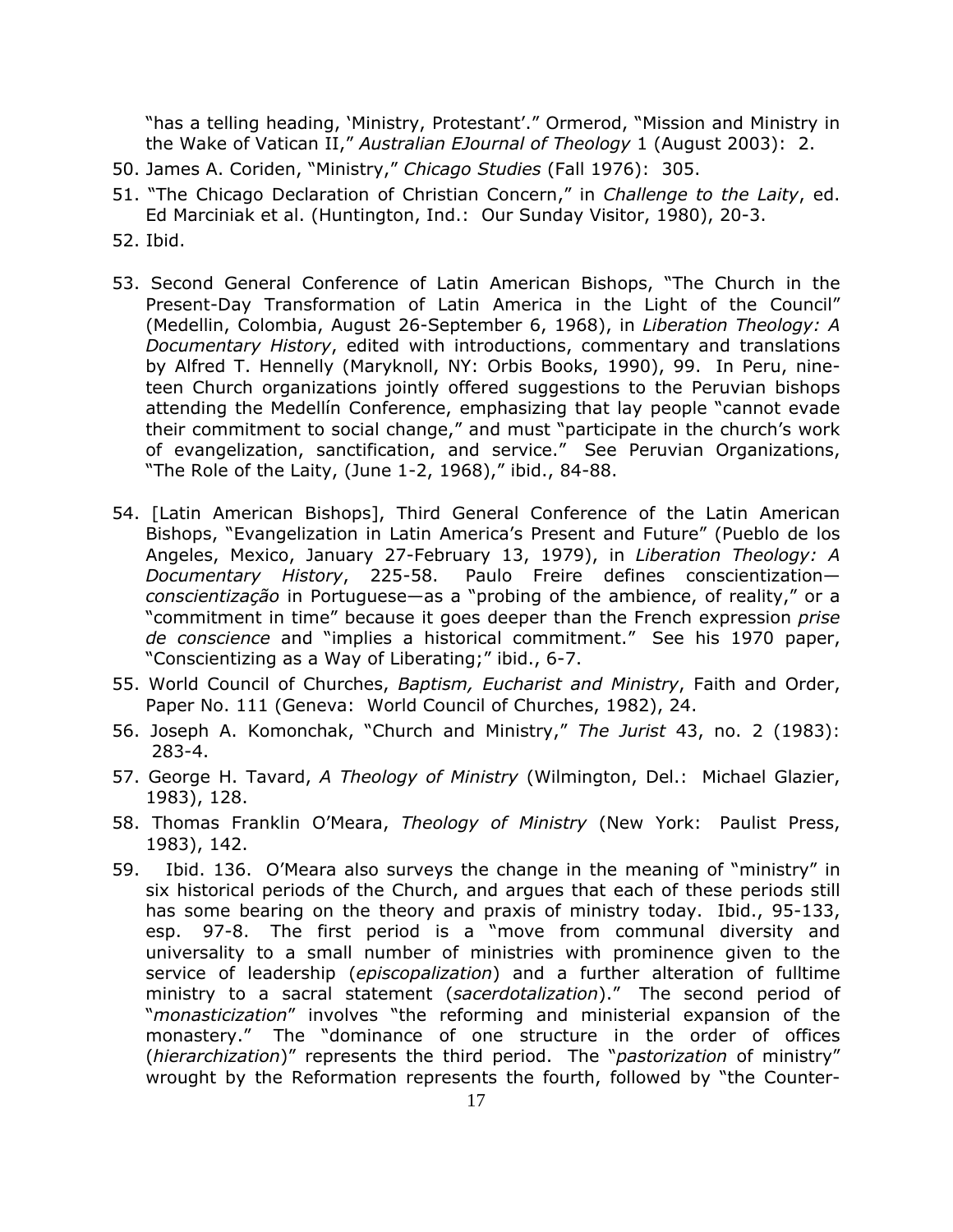"has a telling heading, 'Ministry, Protestant'." Ormerod, "Mission and Ministry in the Wake of Vatican II," *Australian EJournal of Theology* 1 (August 2003): 2.

50. James A. Coriden, "Ministry," *Chicago Studies* (Fall 1976): 305.
51. "The Chicago Declaration of Christian Concern," in *Challenge to the Laity*, ed. Ed Marciniak et al. (Huntington, Ind.: Our Sunday Visitor, 1980), 20-3.
52. Ibid.
53. Second General Conference of Latin American Bishops, "The Church in the Present-Day Transformation of Latin America in the Light of the Council" (Medellin, Colombia, August 26-September 6, 1968), in *Liberation Theology: A Documentary History*, edited with introductions, commentary and translations by Alfred T. Hennelly (Maryknoll, NY: Orbis Books, 1990), 99. In Peru, nineteen Church organizations jointly offered suggestions to the Peruvian bishops attending the Medellín Conference, emphasizing that lay people "cannot evade their commitment to social change," and must "participate in the church's work of evangelization, sanctification, and service." See Peruvian Organizations, "The Role of the Laity, (June 1-2, 1968)," ibid., 84-88.
54. [Latin American Bishops], Third General Conference of the Latin American Bishops, "Evangelization in Latin America's Present and Future" (Pueblo de los Angeles, Mexico, January 27-February 13, 1979), in *Liberation Theology: A Documentary History*, 225-58. Paulo Freire defines conscientization—*conscientização* in Portuguese—as a "probing of the ambience, of reality," or a "commitment in time" because it goes deeper than the French expression *prise de conscience* and "implies a historical commitment." See his 1970 paper, "Conscientizing as a Way of Liberating;" ibid., 6-7.
55. World Council of Churches, *Baptism, Eucharist and Ministry*, Faith and Order, Paper No. 111 (Geneva: World Council of Churches, 1982), 24.
56. Joseph A. Komonchak, "Church and Ministry," *The Jurist* 43, no. 2 (1983): 283-4.
57. George H. Tavard, *A Theology of Ministry* (Wilmington, Del.: Michael Glazier, 1983), 128.
58. Thomas Franklin O'Meara, *Theology of Ministry* (New York: Paulist Press, 1983), 142.
59. Ibid. 136. O'Meara also surveys the change in the meaning of "ministry" in six historical periods of the Church, and argues that each of these periods still has some bearing on the theory and praxis of ministry today. Ibid., 95-133, esp. 97-8. The first period is a "move from communal diversity and universality to a small number of ministries with prominence given to the service of leadership (*episcopalization*) and a further alteration of fulltime ministry to a sacral statement (*sacerdotalization*)." The second period of "*monasticization*" involves "the reforming and ministerial expansion of the monastery." The "dominance of one structure in the order of offices (*hierarchization*)" represents the third period. The "*pastorization* of ministry" wrought by the Reformation represents the fourth, followed by "the Counter-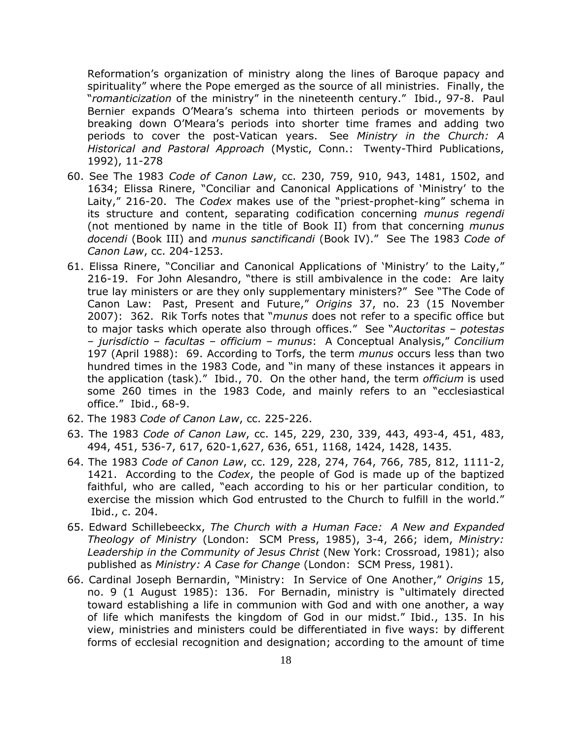Reformation's organization of ministry along the lines of Baroque papacy and spirituality" where the Pope emerged as the source of all ministries. Finally, the "*romanticization* of the ministry" in the nineteenth century." Ibid., 97-8. Paul Bernier expands O'Meara's schema into thirteen periods or movements by breaking down O'Meara's periods into shorter time frames and adding two periods to cover the post-Vatican years. See *Ministry in the Church: A Historical and Pastoral Approach* (Mystic, Conn.: Twenty-Third Publications, 1992), 11-278

60. See The 1983 *Code of Canon Law*, cc. 230, 759, 910, 943, 1481, 1502, and 1634; Elissa Rinere, "Conciliar and Canonical Applications of 'Ministry' to the Laity," 216-20. The *Codex* makes use of the "priest-prophet-king" schema in its structure and content, separating codification concerning *munus regendi* (not mentioned by name in the title of Book II) from that concerning *munus docendi* (Book III) and *munus sanctificandi* (Book IV)." See The 1983 *Code of Canon Law*, cc. 204-1253.
61. Elissa Rinere, "Conciliar and Canonical Applications of 'Ministry' to the Laity," 216-19. For John Alesandro, "there is still ambivalence in the code: Are laity true lay ministers or are they only supplementary ministers?" See "The Code of Canon Law: Past, Present and Future," *Origins* 37, no. 23 (15 November 2007): 362. Rik Torfs notes that "*munus* does not refer to a specific office but to major tasks which operate also through offices." See "*Auctoritas – potestas – jurisdictio – facultas – officium – munus*: A Conceptual Analysis," *Concilium* 197 (April 1988): 69. According to Torfs, the term *munus* occurs less than two hundred times in the 1983 Code, and "in many of these instances it appears in the application (task)." Ibid., 70. On the other hand, the term *officium* is used some 260 times in the 1983 Code, and mainly refers to an "ecclesiastical office." Ibid., 68-9.
62. The 1983 *Code of Canon Law*, cc. 225-226.
63. The 1983 *Code of Canon Law*, cc. 145, 229, 230, 339, 443, 493-4, 451, 483, 494, 451, 536-7, 617, 620-1,627, 636, 651, 1168, 1424, 1428, 1435.
64. The 1983 *Code of Canon Law*, cc. 129, 228, 274, 764, 766, 785, 812, 1111-2, 1421. According to the *Codex*, the people of God is made up of the baptized faithful, who are called, "each according to his or her particular condition, to exercise the mission which God entrusted to the Church to fulfill in the world." Ibid., c. 204.
65. Edward Schillebeeckx, *The Church with a Human Face: A New and Expanded Theology of Ministry* (London: SCM Press, 1985), 3-4, 266; idem, *Ministry: Leadership in the Community of Jesus Christ* (New York: Crossroad, 1981); also published as *Ministry: A Case for Change* (London: SCM Press, 1981).
66. Cardinal Joseph Bernardin, "Ministry: In Service of One Another," *Origins* 15, no. 9 (1 August 1985): 136. For Bernadin, ministry is "ultimately directed toward establishing a life in communion with God and with one another, a way of life which manifests the kingdom of God in our midst." Ibid., 135. In his view, ministries and ministers could be differentiated in five ways: by different forms of ecclesial recognition and designation; according to the amount of time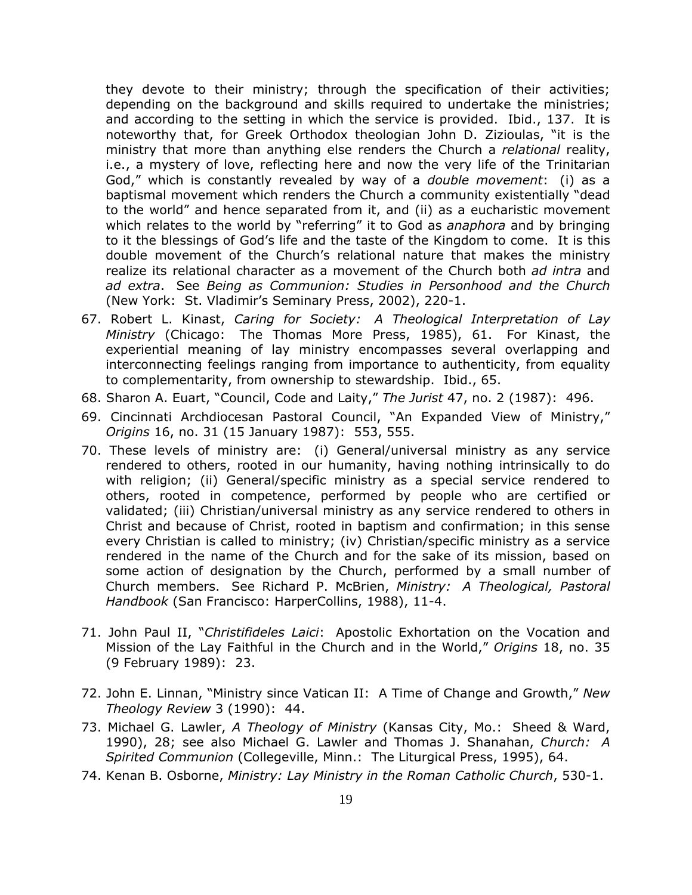they devote to their ministry; through the specification of their activities; depending on the background and skills required to undertake the ministries; and according to the setting in which the service is provided. Ibid., 137. It is noteworthy that, for Greek Orthodox theologian John D. Zizioulas, "it is the ministry that more than anything else renders the Church a *relational* reality, i.e., a mystery of love, reflecting here and now the very life of the Trinitarian God," which is constantly revealed by way of a *double movement*: (i) as a baptismal movement which renders the Church a community existentially "dead to the world" and hence separated from it, and (ii) as a eucharistic movement which relates to the world by "referring" it to God as *anaphora* and by bringing to it the blessings of God's life and the taste of the Kingdom to come. It is this double movement of the Church's relational nature that makes the ministry realize its relational character as a movement of the Church both *ad intra* and *ad extra*. See *Being as Communion: Studies in Personhood and the Church* (New York: St. Vladimir's Seminary Press, 2002), 220-1.

67. Robert L. Kinast, *Caring for Society: A Theological Interpretation of Lay Ministry* (Chicago: The Thomas More Press, 1985), 61. For Kinast, the experiential meaning of lay ministry encompasses several overlapping and interconnecting feelings ranging from importance to authenticity, from equality to complementarity, from ownership to stewardship. Ibid., 65.
68. Sharon A. Euart, "Council, Code and Laity," *The Jurist* 47, no. 2 (1987): 496.
69. Cincinnati Archdiocesan Pastoral Council, "An Expanded View of Ministry," *Origins* 16, no. 31 (15 January 1987): 553, 555.
70. These levels of ministry are: (i) General/universal ministry as any service rendered to others, rooted in our humanity, having nothing intrinsically to do with religion; (ii) General/specific ministry as a special service rendered to others, rooted in competence, performed by people who are certified or validated; (iii) Christian/universal ministry as any service rendered to others in Christ and because of Christ, rooted in baptism and confirmation; in this sense every Christian is called to ministry; (iv) Christian/specific ministry as a service rendered in the name of the Church and for the sake of its mission, based on some action of designation by the Church, performed by a small number of Church members. See Richard P. McBrien, *Ministry: A Theological, Pastoral Handbook* (San Francisco: HarperCollins, 1988), 11-4.
71. John Paul II, "*Christifideles Laici*: Apostolic Exhortation on the Vocation and Mission of the Lay Faithful in the Church and in the World," *Origins* 18, no. 35 (9 February 1989): 23.
72. John E. Linnan, "Ministry since Vatican II: A Time of Change and Growth," *New Theology Review* 3 (1990): 44.
73. Michael G. Lawler, *A Theology of Ministry* (Kansas City, Mo.: Sheed & Ward, 1990), 28; see also Michael G. Lawler and Thomas J. Shanahan, *Church: A Spirited Communion* (Collegeville, Minn.: The Liturgical Press, 1995), 64.
74. Kenan B. Osborne, *Ministry: Lay Ministry in the Roman Catholic Church*, 530-1.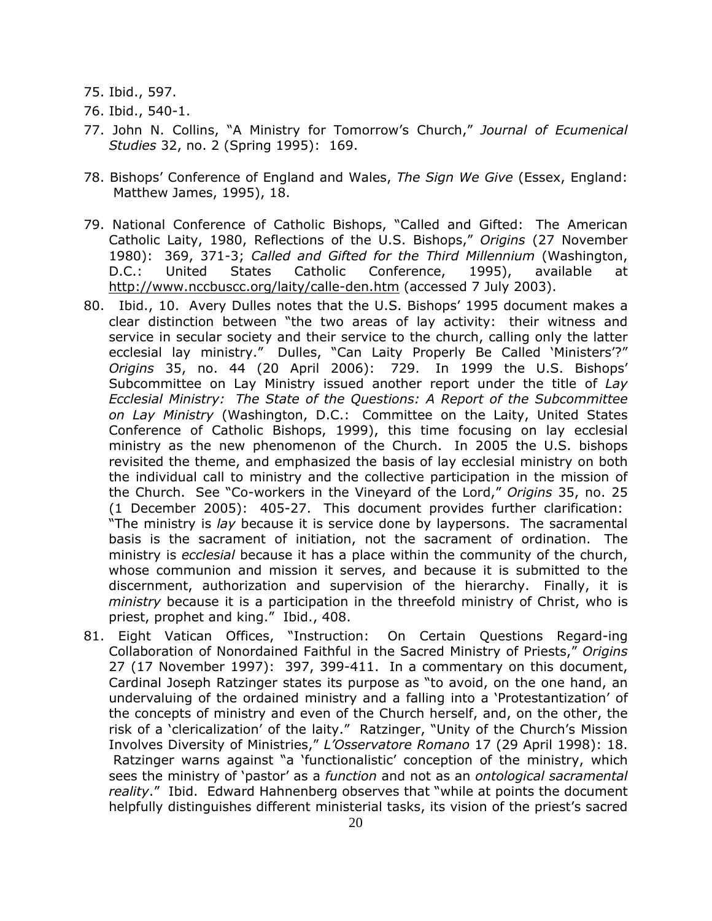75. Ibid., 597.

76. Ibid., 540-1.

77. John N. Collins, "A Ministry for Tomorrow's Church," *Journal of Ecumenical Studies* 32, no. 2 (Spring 1995): 169.

78. Bishops' Conference of England and Wales, *The Sign We Give* (Essex, England: Matthew James, 1995), 18.

79. National Conference of Catholic Bishops, "Called and Gifted: The American Catholic Laity, 1980, Reflections of the U.S. Bishops," *Origins* (27 November 1980): 369, 371-3; *Called and Gifted for the Third Millennium* (Washington, D.C.: United States Catholic Conference, 1995), available at http://www.nccbuscc.org/laity/calle-den.htm (accessed 7 July 2003).

80. Ibid., 10. Avery Dulles notes that the U.S. Bishops' 1995 document makes a clear distinction between "the two areas of lay activity: their witness and service in secular society and their service to the church, calling only the latter ecclesial lay ministry." Dulles, "Can Laity Properly Be Called 'Ministers'?" *Origins* 35, no. 44 (20 April 2006): 729. In 1999 the U.S. Bishops' Subcommittee on Lay Ministry issued another report under the title of *Lay Ecclesial Ministry: The State of the Questions: A Report of the Subcommittee on Lay Ministry* (Washington, D.C.: Committee on the Laity, United States Conference of Catholic Bishops, 1999), this time focusing on lay ecclesial ministry as the new phenomenon of the Church. In 2005 the U.S. bishops revisited the theme, and emphasized the basis of lay ecclesial ministry on both the individual call to ministry and the collective participation in the mission of the Church. See "Co-workers in the Vineyard of the Lord," *Origins* 35, no. 25 (1 December 2005): 405-27. This document provides further clarification: "The ministry is *lay* because it is service done by laypersons. The sacramental basis is the sacrament of initiation, not the sacrament of ordination. The ministry is *ecclesial* because it has a place within the community of the church, whose communion and mission it serves, and because it is submitted to the discernment, authorization and supervision of the hierarchy. Finally, it is *ministry* because it is a participation in the threefold ministry of Christ, who is priest, prophet and king." Ibid., 408.

81. Eight Vatican Offices, "Instruction: On Certain Questions Regard-ing Collaboration of Nonordained Faithful in the Sacred Ministry of Priests," *Origins* 27 (17 November 1997): 397, 399-411. In a commentary on this document, Cardinal Joseph Ratzinger states its purpose as "to avoid, on the one hand, an undervaluing of the ordained ministry and a falling into a 'Protestantization' of the concepts of ministry and even of the Church herself, and, on the other, the risk of a 'clericalization' of the laity." Ratzinger, "Unity of the Church's Mission Involves Diversity of Ministries," *L'Osservatore Romano* 17 (29 April 1998): 18. Ratzinger warns against "a 'functionalistic' conception of the ministry, which sees the ministry of 'pastor' as a *function* and not as an *ontological sacramental reality*." Ibid. Edward Hahnenberg observes that "while at points the document helpfully distinguishes different ministerial tasks, its vision of the priest's sacred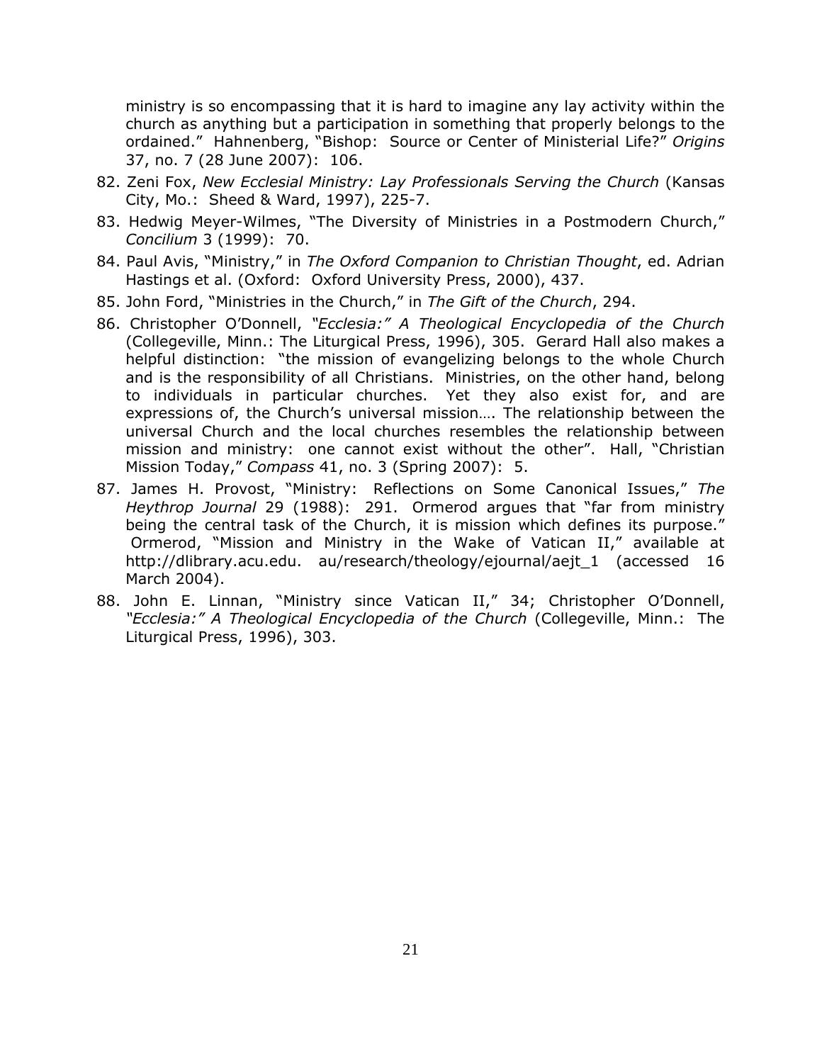ministry is so encompassing that it is hard to imagine any lay activity within the church as anything but a participation in something that properly belongs to the ordained." Hahnenberg, "Bishop: Source or Center of Ministerial Life?" *Origins* 37, no. 7 (28 June 2007): 106.

82. Zeni Fox, *New Ecclesial Ministry: Lay Professionals Serving the Church* (Kansas City, Mo.: Sheed & Ward, 1997), 225-7.
83. Hedwig Meyer-Wilmes, "The Diversity of Ministries in a Postmodern Church," *Concilium* 3 (1999): 70.
84. Paul Avis, "Ministry," in *The Oxford Companion to Christian Thought*, ed. Adrian Hastings et al. (Oxford: Oxford University Press, 2000), 437.
85. John Ford, "Ministries in the Church," in *The Gift of the Church*, 294.
86. Christopher O'Donnell, *"Ecclesia:" A Theological Encyclopedia of the Church* (Collegeville, Minn.: The Liturgical Press, 1996), 305. Gerard Hall also makes a helpful distinction: "the mission of evangelizing belongs to the whole Church and is the responsibility of all Christians. Ministries, on the other hand, belong to individuals in particular churches. Yet they also exist for, and are expressions of, the Church's universal mission…. The relationship between the universal Church and the local churches resembles the relationship between mission and ministry: one cannot exist without the other". Hall, "Christian Mission Today," *Compass* 41, no. 3 (Spring 2007): 5.
87. James H. Provost, "Ministry: Reflections on Some Canonical Issues," *The Heythrop Journal* 29 (1988): 291. Ormerod argues that "far from ministry being the central task of the Church, it is mission which defines its purpose." Ormerod, "Mission and Ministry in the Wake of Vatican II," available at http://dlibrary.acu.edu. au/research/theology/ejournal/aejt_1 (accessed 16 March 2004).
88. John E. Linnan, "Ministry since Vatican II," 34; Christopher O'Donnell, *"Ecclesia:" A Theological Encyclopedia of the Church* (Collegeville, Minn.: The Liturgical Press, 1996), 303.